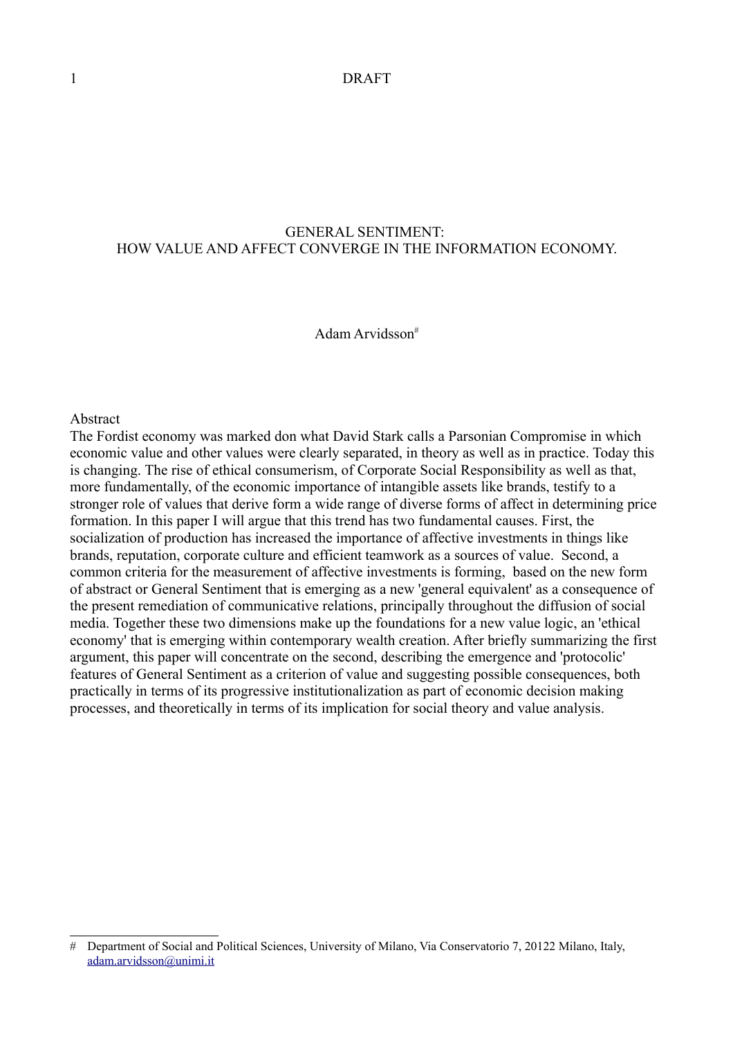DRAFT

# GENERAL SENTIMENT:
# HOW VALUE AND AFFECT CONVERGE IN THE INFORMATION ECONOMY.

Adam Arvidsson[#]

## Abstract

The Fordist economy was marked don what David Stark calls a Parsonian Compromise in which economic value and other values were clearly separated, in theory as well as in practice. Today this is changing. The rise of ethical consumerism, of Corporate Social Responsibility as well as that, more fundamentally, of the economic importance of intangible assets like brands, testify to a stronger role of values that derive form a wide range of diverse forms of affect in determining price formation. In this paper I will argue that this trend has two fundamental causes. First, the socialization of production has increased the importance of affective investments in things like brands, reputation, corporate culture and efficient teamwork as a sources of value. Second, a common criteria for the measurement of affective investments is forming, based on the new form of abstract or General Sentiment that is emerging as a new 'general equivalent' as a consequence of the present remediation of communicative relations, principally throughout the diffusion of social media. Together these two dimensions make up the foundations for a new value logic, an 'ethical economy' that is emerging within contemporary wealth creation. After briefly summarizing the first argument, this paper will concentrate on the second, describing the emergence and 'protocolic' features of General Sentiment as a criterion of value and suggesting possible consequences, both practically in terms of its progressive institutionalization as part of economic decision making processes, and theoretically in terms of its implication for social theory and value analysis.

---

# Department of Social and Political Sciences, University of Milano, Via Conservatorio 7, 20122 Milano, Italy, adam.arvidsson@unimi.it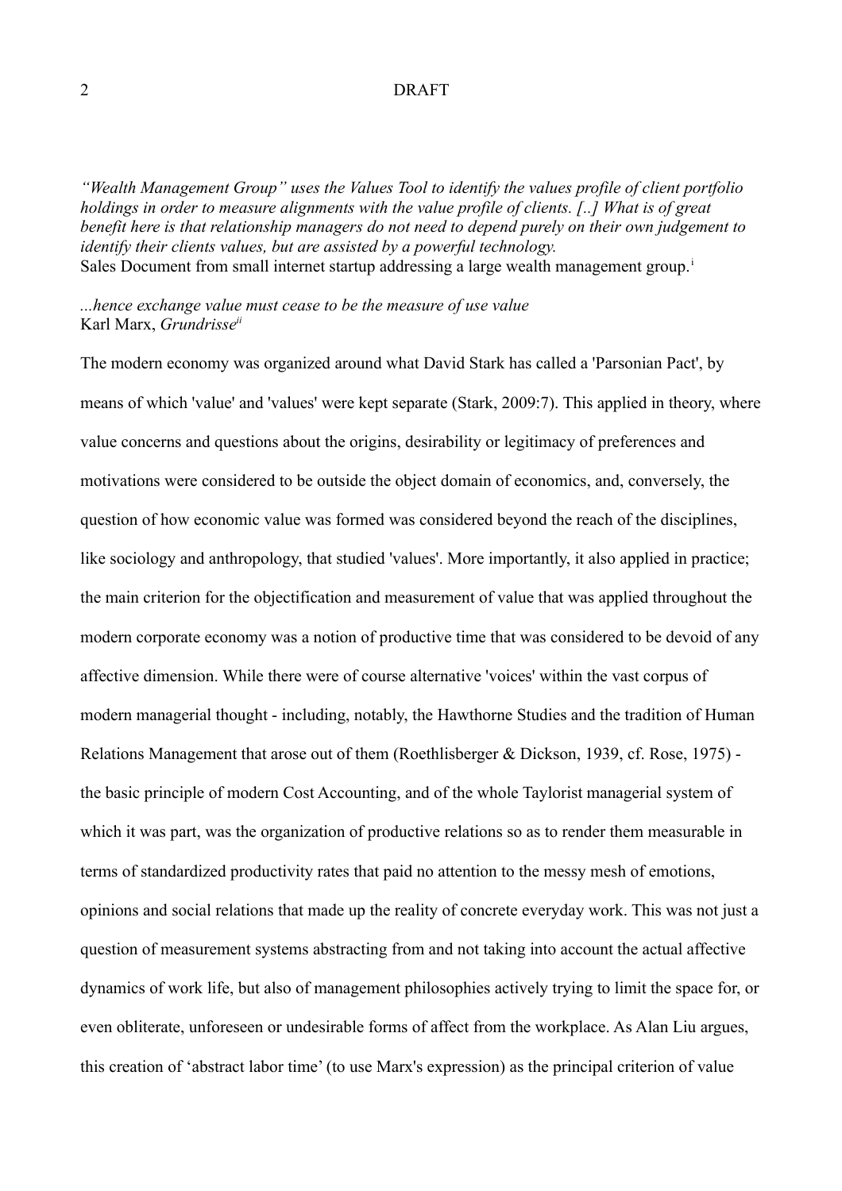*"Wealth Management Group" uses the Values Tool to identify the values profile of client portfolio holdings in order to measure alignments with the value profile of clients. [..] What is of great benefit here is that relationship managers do not need to depend purely on their own judgement to identify their clients values, but are assisted by a powerful technology.*
Sales Document from small internet startup addressing a large wealth management group.[i]

*...hence exchange value must cease to be the measure of use value*
Karl Marx, *Grundrisse*[ii]

The modern economy was organized around what David Stark has called a 'Parsonian Pact', by means of which 'value' and 'values' were kept separate (Stark, 2009:7). This applied in theory, where value concerns and questions about the origins, desirability or legitimacy of preferences and motivations were considered to be outside the object domain of economics, and, conversely, the question of how economic value was formed was considered beyond the reach of the disciplines, like sociology and anthropology, that studied 'values'. More importantly, it also applied in practice; the main criterion for the objectification and measurement of value that was applied throughout the modern corporate economy was a notion of productive time that was considered to be devoid of any affective dimension. While there were of course alternative 'voices' within the vast corpus of modern managerial thought - including, notably, the Hawthorne Studies and the tradition of Human Relations Management that arose out of them (Roethlisberger & Dickson, 1939, cf. Rose, 1975) - the basic principle of modern Cost Accounting, and of the whole Taylorist managerial system of which it was part, was the organization of productive relations so as to render them measurable in terms of standardized productivity rates that paid no attention to the messy mesh of emotions, opinions and social relations that made up the reality of concrete everyday work. This was not just a question of measurement systems abstracting from and not taking into account the actual affective dynamics of work life, but also of management philosophies actively trying to limit the space for, or even obliterate, unforeseen or undesirable forms of affect from the workplace. As Alan Liu argues, this creation of 'abstract labor time' (to use Marx's expression) as the principal criterion of value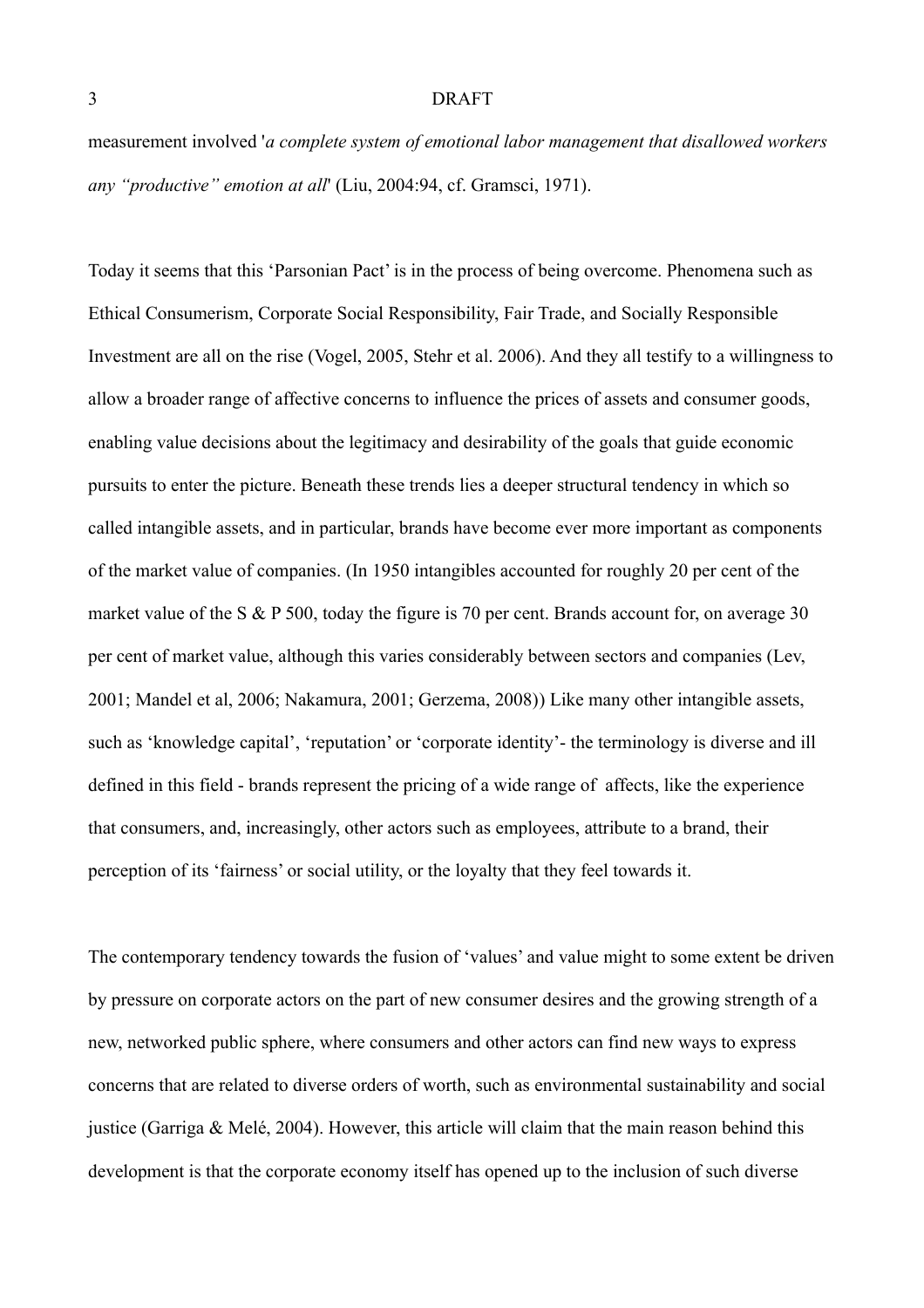measurement involved '*a complete system of emotional labor management that disallowed workers any "productive" emotion at all*' (Liu, 2004:94, cf. Gramsci, 1971).

Today it seems that this 'Parsonian Pact' is in the process of being overcome. Phenomena such as Ethical Consumerism, Corporate Social Responsibility, Fair Trade, and Socially Responsible Investment are all on the rise (Vogel, 2005, Stehr et al. 2006). And they all testify to a willingness to allow a broader range of affective concerns to influence the prices of assets and consumer goods, enabling value decisions about the legitimacy and desirability of the goals that guide economic pursuits to enter the picture. Beneath these trends lies a deeper structural tendency in which so called intangible assets, and in particular, brands have become ever more important as components of the market value of companies. (In 1950 intangibles accounted for roughly 20 per cent of the market value of the S & P 500, today the figure is 70 per cent. Brands account for, on average 30 per cent of market value, although this varies considerably between sectors and companies (Lev, 2001; Mandel et al, 2006; Nakamura, 2001; Gerzema, 2008)) Like many other intangible assets, such as 'knowledge capital', 'reputation' or 'corporate identity'- the terminology is diverse and ill defined in this field - brands represent the pricing of a wide range of affects, like the experience that consumers, and, increasingly, other actors such as employees, attribute to a brand, their perception of its 'fairness' or social utility, or the loyalty that they feel towards it.

The contemporary tendency towards the fusion of 'values' and value might to some extent be driven by pressure on corporate actors on the part of new consumer desires and the growing strength of a new, networked public sphere, where consumers and other actors can find new ways to express concerns that are related to diverse orders of worth, such as environmental sustainability and social justice (Garriga & Melé, 2004). However, this article will claim that the main reason behind this development is that the corporate economy itself has opened up to the inclusion of such diverse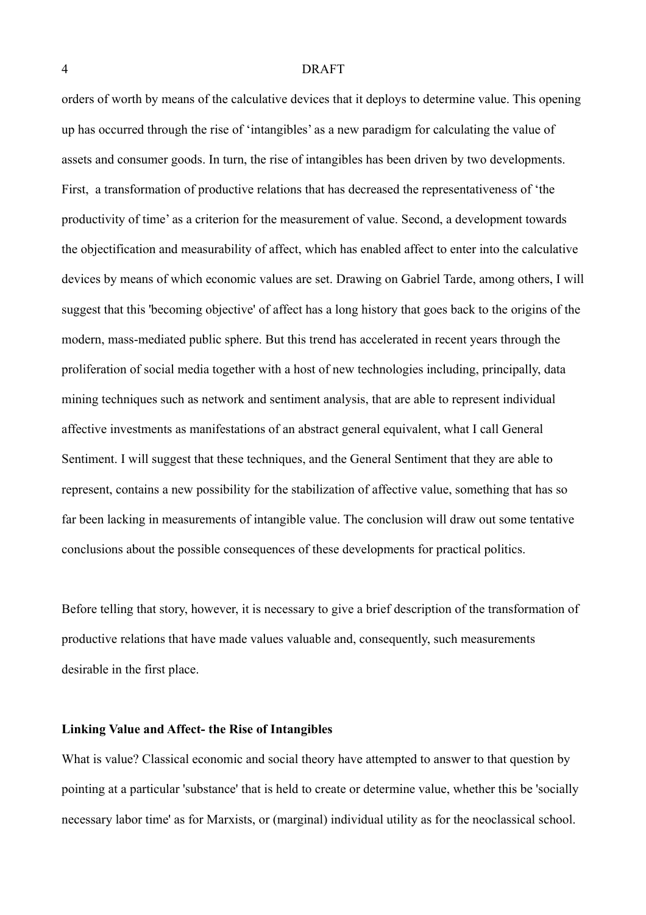orders of worth by means of the calculative devices that it deploys to determine value. This opening up has occurred through the rise of 'intangibles' as a new paradigm for calculating the value of assets and consumer goods. In turn, the rise of intangibles has been driven by two developments. First, a transformation of productive relations that has decreased the representativeness of 'the productivity of time' as a criterion for the measurement of value. Second, a development towards the objectification and measurability of affect, which has enabled affect to enter into the calculative devices by means of which economic values are set. Drawing on Gabriel Tarde, among others, I will suggest that this 'becoming objective' of affect has a long history that goes back to the origins of the modern, mass-mediated public sphere. But this trend has accelerated in recent years through the proliferation of social media together with a host of new technologies including, principally, data mining techniques such as network and sentiment analysis, that are able to represent individual affective investments as manifestations of an abstract general equivalent, what I call General Sentiment. I will suggest that these techniques, and the General Sentiment that they are able to represent, contains a new possibility for the stabilization of affective value, something that has so far been lacking in measurements of intangible value. The conclusion will draw out some tentative conclusions about the possible consequences of these developments for practical politics.

Before telling that story, however, it is necessary to give a brief description of the transformation of productive relations that have made values valuable and, consequently, such measurements desirable in the first place.

**Linking Value and Affect- the Rise of Intangibles**

What is value? Classical economic and social theory have attempted to answer to that question by pointing at a particular 'substance' that is held to create or determine value, whether this be 'socially necessary labor time' as for Marxists, or (marginal) individual utility as for the neoclassical school.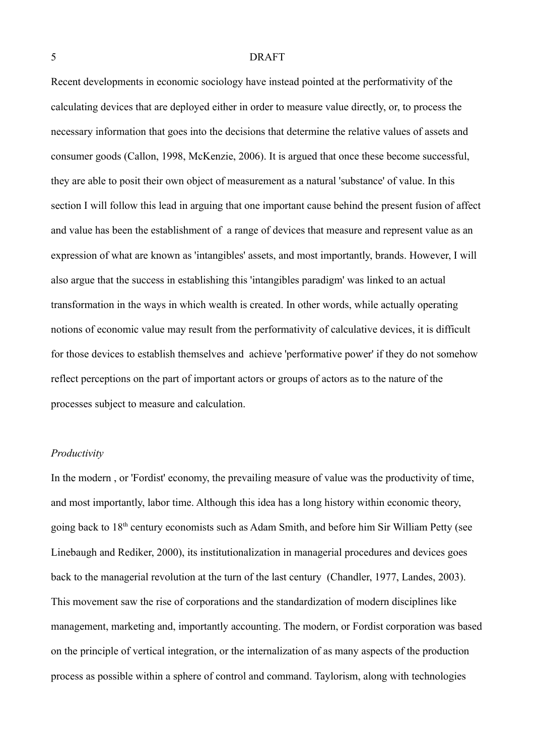Recent developments in economic sociology have instead pointed at the performativity of the calculating devices that are deployed either in order to measure value directly, or, to process the necessary information that goes into the decisions that determine the relative values of assets and consumer goods (Callon, 1998, McKenzie, 2006). It is argued that once these become successful, they are able to posit their own object of measurement as a natural 'substance' of value. In this section I will follow this lead in arguing that one important cause behind the present fusion of affect and value has been the establishment of a range of devices that measure and represent value as an expression of what are known as 'intangibles' assets, and most importantly, brands. However, I will also argue that the success in establishing this 'intangibles paradigm' was linked to an actual transformation in the ways in which wealth is created. In other words, while actually operating notions of economic value may result from the performativity of calculative devices, it is difficult for those devices to establish themselves and achieve 'performative power' if they do not somehow reflect perceptions on the part of important actors or groups of actors as to the nature of the processes subject to measure and calculation.

*Productivity*

In the modern , or 'Fordist' economy, the prevailing measure of value was the productivity of time, and most importantly, labor time. Although this idea has a long history within economic theory, going back to 18th century economists such as Adam Smith, and before him Sir William Petty (see Linebaugh and Rediker, 2000), its institutionalization in managerial procedures and devices goes back to the managerial revolution at the turn of the last century (Chandler, 1977, Landes, 2003). This movement saw the rise of corporations and the standardization of modern disciplines like management, marketing and, importantly accounting. The modern, or Fordist corporation was based on the principle of vertical integration, or the internalization of as many aspects of the production process as possible within a sphere of control and command. Taylorism, along with technologies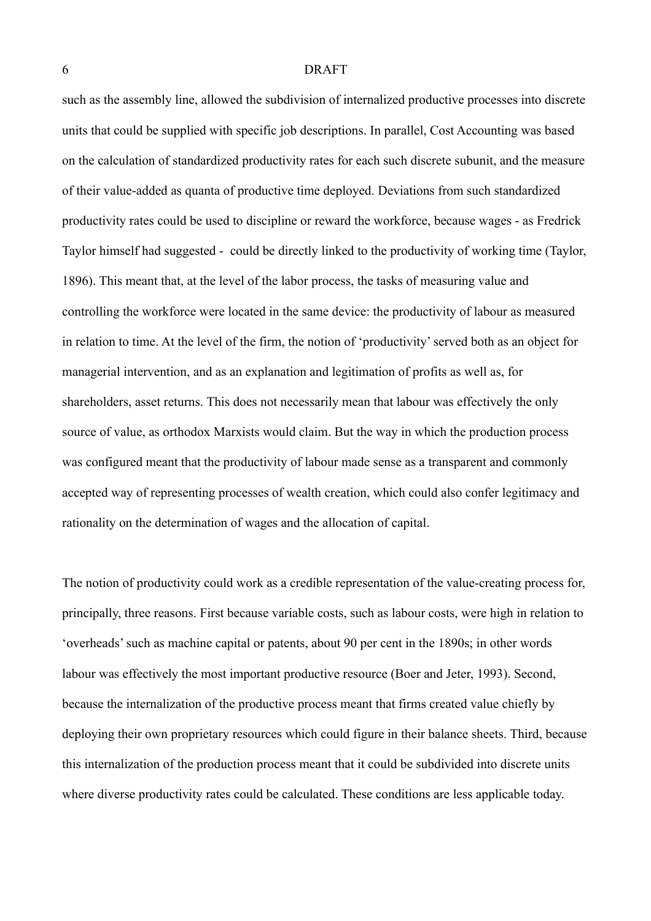such as the assembly line, allowed the subdivision of internalized productive processes into discrete units that could be supplied with specific job descriptions. In parallel, Cost Accounting was based on the calculation of standardized productivity rates for each such discrete subunit, and the measure of their value-added as quanta of productive time deployed. Deviations from such standardized productivity rates could be used to discipline or reward the workforce, because wages - as Fredrick Taylor himself had suggested - could be directly linked to the productivity of working time (Taylor, 1896). This meant that, at the level of the labor process, the tasks of measuring value and controlling the workforce were located in the same device: the productivity of labour as measured in relation to time. At the level of the firm, the notion of 'productivity' served both as an object for managerial intervention, and as an explanation and legitimation of profits as well as, for shareholders, asset returns. This does not necessarily mean that labour was effectively the only source of value, as orthodox Marxists would claim. But the way in which the production process was configured meant that the productivity of labour made sense as a transparent and commonly accepted way of representing processes of wealth creation, which could also confer legitimacy and rationality on the determination of wages and the allocation of capital.

The notion of productivity could work as a credible representation of the value-creating process for, principally, three reasons. First because variable costs, such as labour costs, were high in relation to 'overheads' such as machine capital or patents, about 90 per cent in the 1890s; in other words labour was effectively the most important productive resource (Boer and Jeter, 1993). Second, because the internalization of the productive process meant that firms created value chiefly by deploying their own proprietary resources which could figure in their balance sheets. Third, because this internalization of the production process meant that it could be subdivided into discrete units where diverse productivity rates could be calculated. These conditions are less applicable today.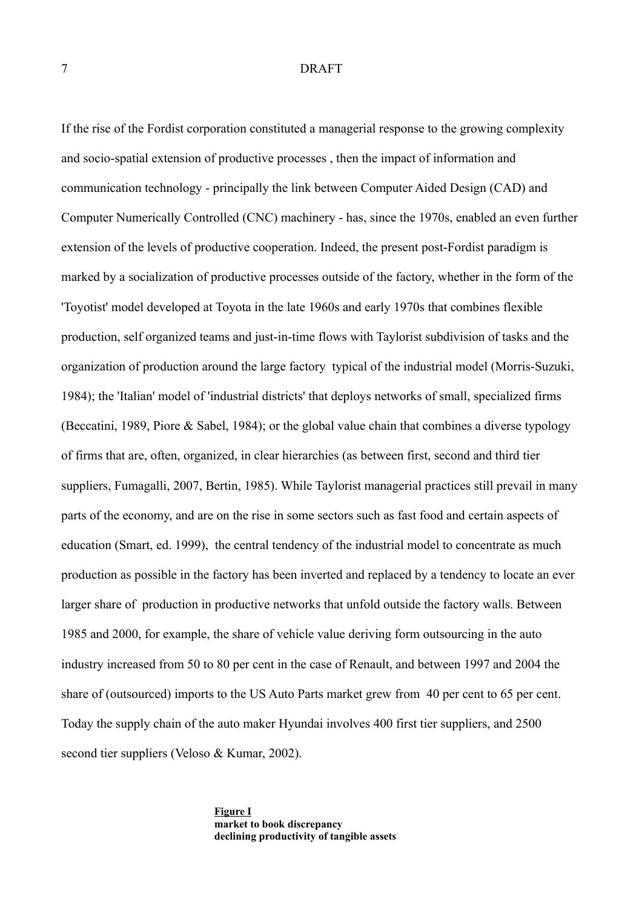If the rise of the Fordist corporation constituted a managerial response to the growing complexity and socio-spatial extension of productive processes , then the impact of information and communication technology - principally the link between Computer Aided Design (CAD) and Computer Numerically Controlled (CNC) machinery - has, since the 1970s, enabled an even further extension of the levels of productive cooperation. Indeed, the present post-Fordist paradigm is marked by a socialization of productive processes outside of the factory, whether in the form of the 'Toyotist' model developed at Toyota in the late 1960s and early 1970s that combines flexible production, self organized teams and just-in-time flows with Taylorist subdivision of tasks and the organization of production around the large factory typical of the industrial model (Morris-Suzuki, 1984); the 'Italian' model of 'industrial districts' that deploys networks of small, specialized firms (Beccatini, 1989, Piore & Sabel, 1984); or the global value chain that combines a diverse typology of firms that are, often, organized, in clear hierarchies (as between first, second and third tier suppliers, Fumagalli, 2007, Bertin, 1985). While Taylorist managerial practices still prevail in many parts of the economy, and are on the rise in some sectors such as fast food and certain aspects of education (Smart, ed. 1999), the central tendency of the industrial model to concentrate as much production as possible in the factory has been inverted and replaced by a tendency to locate an ever larger share of production in productive networks that unfold outside the factory walls. Between 1985 and 2000, for example, the share of vehicle value deriving form outsourcing in the auto industry increased from 50 to 80 per cent in the case of Renault, and between 1997 and 2004 the share of (outsourced) imports to the US Auto Parts market grew from 40 per cent to 65 per cent. Today the supply chain of the auto maker Hyundai involves 400 first tier suppliers, and 2500 second tier suppliers (Veloso & Kumar, 2002).

**Figure I**
**market to book discrepancy**
**declining productivity of tangible assets**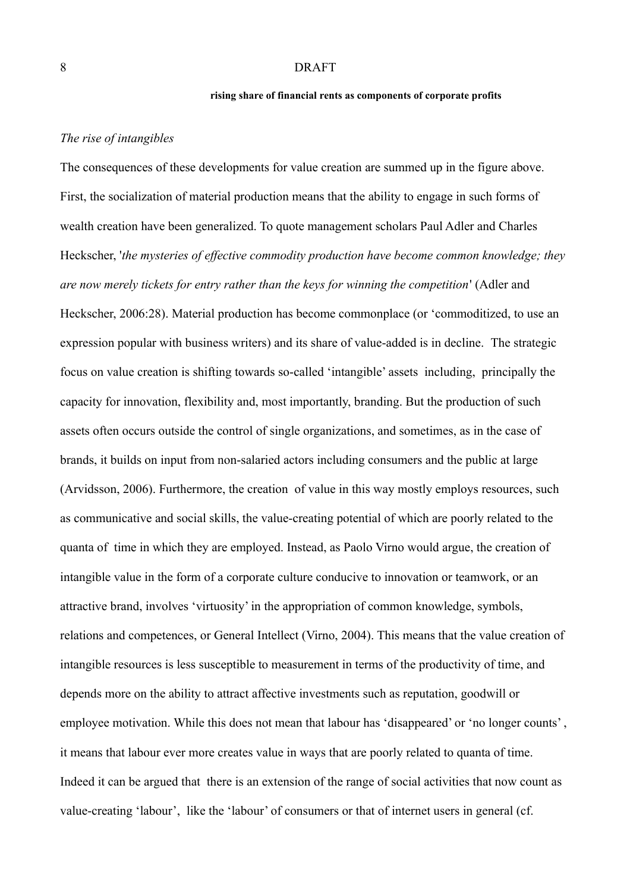**rising share of financial rents as components of corporate profits**

*The rise of intangibles*

The consequences of these developments for value creation are summed up in the figure above. First, the socialization of material production means that the ability to engage in such forms of wealth creation have been generalized. To quote management scholars Paul Adler and Charles Heckscher, '*the mysteries of effective commodity production have become common knowledge; they are now merely tickets for entry rather than the keys for winning the competition*' (Adler and Heckscher, 2006:28). Material production has become commonplace (or 'commoditized, to use an expression popular with business writers) and its share of value-added is in decline. The strategic focus on value creation is shifting towards so-called 'intangible' assets including, principally the capacity for innovation, flexibility and, most importantly, branding. But the production of such assets often occurs outside the control of single organizations, and sometimes, as in the case of brands, it builds on input from non-salaried actors including consumers and the public at large (Arvidsson, 2006). Furthermore, the creation of value in this way mostly employs resources, such as communicative and social skills, the value-creating potential of which are poorly related to the quanta of time in which they are employed. Instead, as Paolo Virno would argue, the creation of intangible value in the form of a corporate culture conducive to innovation or teamwork, or an attractive brand, involves 'virtuosity' in the appropriation of common knowledge, symbols, relations and competences, or General Intellect (Virno, 2004). This means that the value creation of intangible resources is less susceptible to measurement in terms of the productivity of time, and depends more on the ability to attract affective investments such as reputation, goodwill or employee motivation. While this does not mean that labour has 'disappeared' or 'no longer counts', it means that labour ever more creates value in ways that are poorly related to quanta of time. Indeed it can be argued that there is an extension of the range of social activities that now count as value-creating 'labour', like the 'labour' of consumers or that of internet users in general (cf.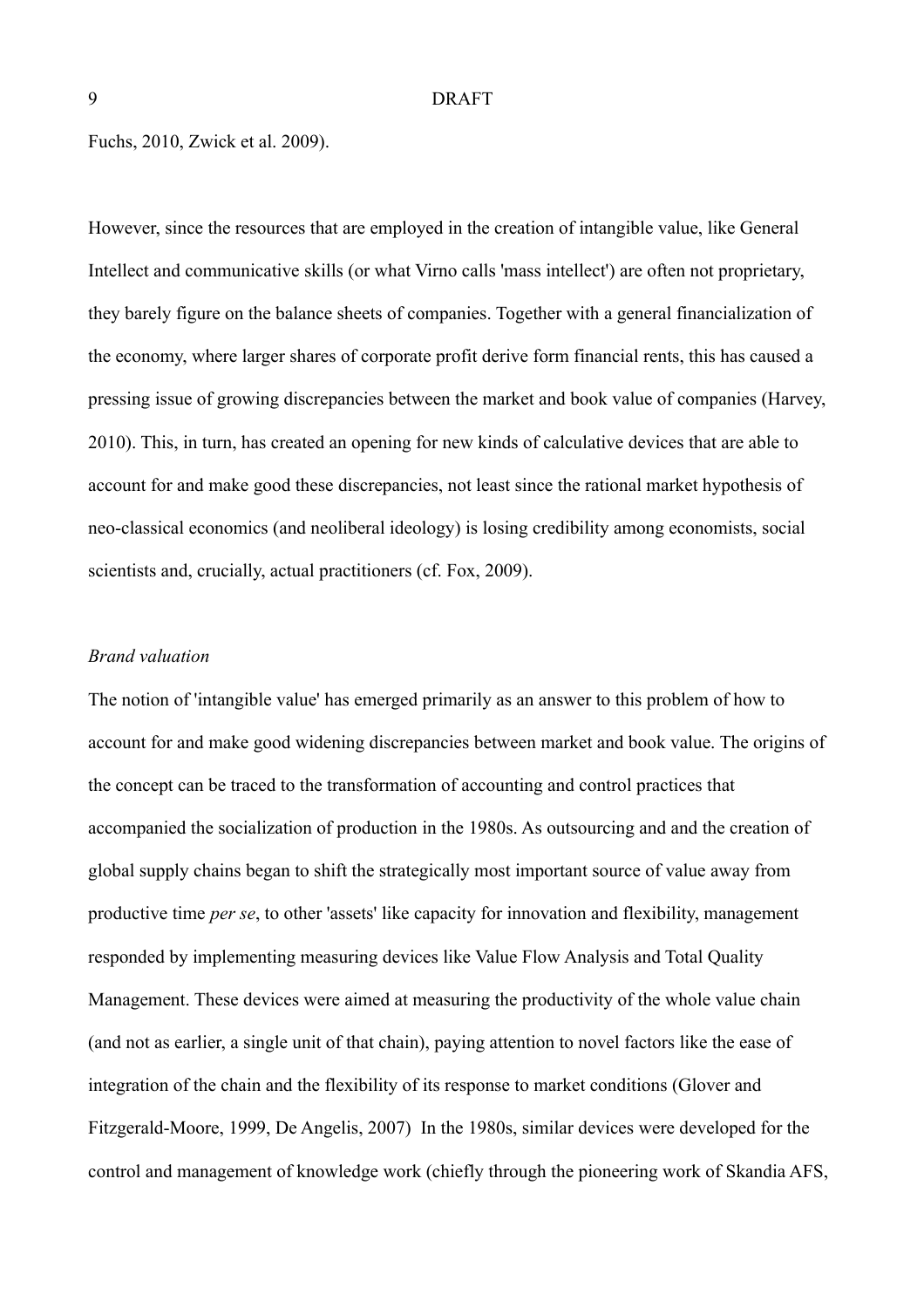Fuchs, 2010, Zwick et al. 2009).

However, since the resources that are employed in the creation of intangible value, like General Intellect and communicative skills (or what Virno calls 'mass intellect') are often not proprietary, they barely figure on the balance sheets of companies. Together with a general financialization of the economy, where larger shares of corporate profit derive form financial rents, this has caused a pressing issue of growing discrepancies between the market and book value of companies (Harvey, 2010). This, in turn, has created an opening for new kinds of calculative devices that are able to account for and make good these discrepancies, not least since the rational market hypothesis of neo-classical economics (and neoliberal ideology) is losing credibility among economists, social scientists and, crucially, actual practitioners (cf. Fox, 2009).

*Brand valuation*

The notion of 'intangible value' has emerged primarily as an answer to this problem of how to account for and make good widening discrepancies between market and book value. The origins of the concept can be traced to the transformation of accounting and control practices that accompanied the socialization of production in the 1980s. As outsourcing and and the creation of global supply chains began to shift the strategically most important source of value away from productive time *per se*, to other 'assets' like capacity for innovation and flexibility, management responded by implementing measuring devices like Value Flow Analysis and Total Quality Management. These devices were aimed at measuring the productivity of the whole value chain (and not as earlier, a single unit of that chain), paying attention to novel factors like the ease of integration of the chain and the flexibility of its response to market conditions (Glover and Fitzgerald-Moore, 1999, De Angelis, 2007)  In the 1980s, similar devices were developed for the control and management of knowledge work (chiefly through the pioneering work of Skandia AFS,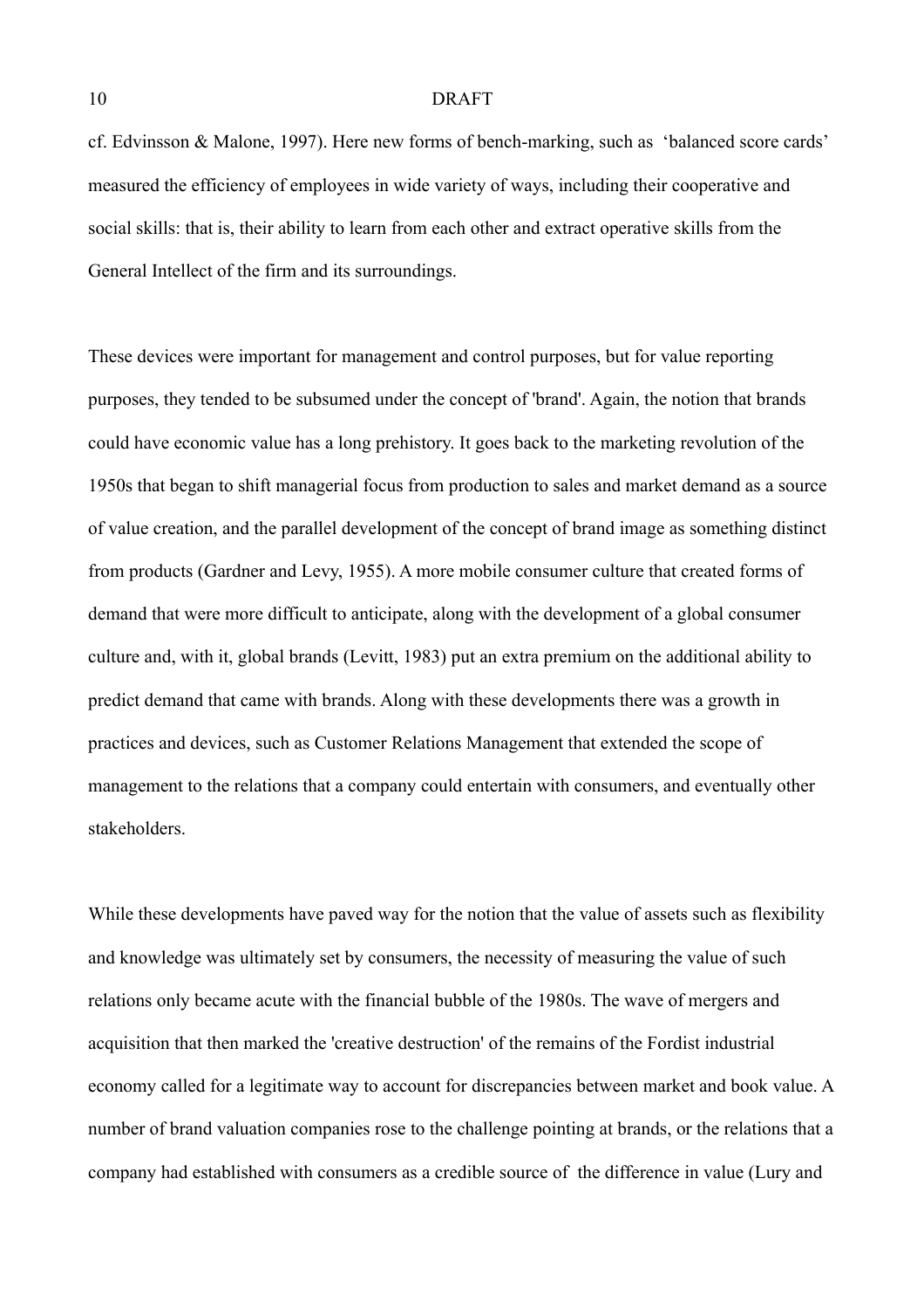cf. Edvinsson & Malone, 1997). Here new forms of bench-marking, such as  'balanced score cards' measured the efficiency of employees in wide variety of ways, including their cooperative and social skills: that is, their ability to learn from each other and extract operative skills from the General Intellect of the firm and its surroundings.

These devices were important for management and control purposes, but for value reporting purposes, they tended to be subsumed under the concept of 'brand'. Again, the notion that brands could have economic value has a long prehistory. It goes back to the marketing revolution of the 1950s that began to shift managerial focus from production to sales and market demand as a source of value creation, and the parallel development of the concept of brand image as something distinct from products (Gardner and Levy, 1955). A more mobile consumer culture that created forms of demand that were more difficult to anticipate, along with the development of a global consumer culture and, with it, global brands (Levitt, 1983) put an extra premium on the additional ability to predict demand that came with brands. Along with these developments there was a growth in practices and devices, such as Customer Relations Management that extended the scope of management to the relations that a company could entertain with consumers, and eventually other stakeholders.

While these developments have paved way for the notion that the value of assets such as flexibility and knowledge was ultimately set by consumers, the necessity of measuring the value of such relations only became acute with the financial bubble of the 1980s. The wave of mergers and acquisition that then marked the 'creative destruction' of the remains of the Fordist industrial economy called for a legitimate way to account for discrepancies between market and book value. A number of brand valuation companies rose to the challenge pointing at brands, or the relations that a company had established with consumers as a credible source of  the difference in value (Lury and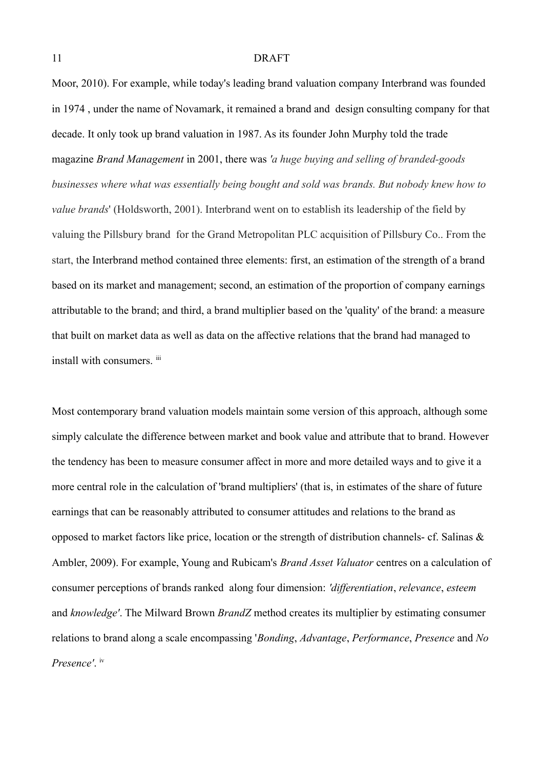Moor, 2010). For example, while today's leading brand valuation company Interbrand was founded in 1974 , under the name of Novamark, it remained a brand and design consulting company for that decade. It only took up brand valuation in 1987. As its founder John Murphy told the trade magazine *Brand Management* in 2001, there was *'a huge buying and selling of branded-goods businesses where what was essentially being bought and sold was brands. But nobody knew how to value brands*' (Holdsworth, 2001). Interbrand went on to establish its leadership of the field by valuing the Pillsbury brand for the Grand Metropolitan PLC acquisition of Pillsbury Co.. From the start, the Interbrand method contained three elements: first, an estimation of the strength of a brand based on its market and management; second, an estimation of the proportion of company earnings attributable to the brand; and third, a brand multiplier based on the 'quality' of the brand: a measure that built on market data as well as data on the affective relations that the brand had managed to install with consumers. [iii]

Most contemporary brand valuation models maintain some version of this approach, although some simply calculate the difference between market and book value and attribute that to brand. However the tendency has been to measure consumer affect in more and more detailed ways and to give it a more central role in the calculation of 'brand multipliers' (that is, in estimates of the share of future earnings that can be reasonably attributed to consumer attitudes and relations to the brand as opposed to market factors like price, location or the strength of distribution channels- cf. Salinas & Ambler, 2009). For example, Young and Rubicam's *Brand Asset Valuator* centres on a calculation of consumer perceptions of brands ranked along four dimension: *'differentiation*, *relevance*, *esteem* and *knowledge'*. The Milward Brown *BrandZ* method creates its multiplier by estimating consumer relations to brand along a scale encompassing '*Bonding*, *Advantage*, *Performance*, *Presence* and *No Presence'*. [iv]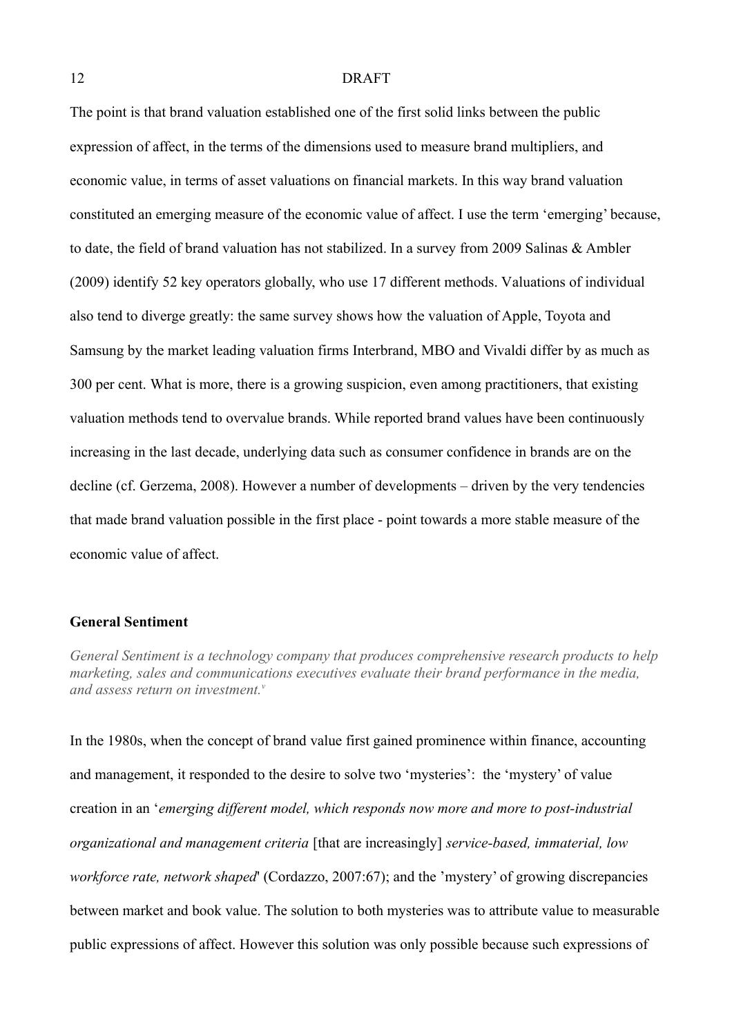The point is that brand valuation established one of the first solid links between the public expression of affect, in the terms of the dimensions used to measure brand multipliers, and economic value, in terms of asset valuations on financial markets. In this way brand valuation constituted an emerging measure of the economic value of affect. I use the term 'emerging' because, to date, the field of brand valuation has not stabilized. In a survey from 2009 Salinas & Ambler (2009) identify 52 key operators globally, who use 17 different methods. Valuations of individual also tend to diverge greatly: the same survey shows how the valuation of Apple, Toyota and Samsung by the market leading valuation firms Interbrand, MBO and Vivaldi differ by as much as 300 per cent. What is more, there is a growing suspicion, even among practitioners, that existing valuation methods tend to overvalue brands. While reported brand values have been continuously increasing in the last decade, underlying data such as consumer confidence in brands are on the decline (cf. Gerzema, 2008). However a number of developments – driven by the very tendencies that made brand valuation possible in the first place - point towards a more stable measure of the economic value of affect.

**General Sentiment**

*General Sentiment is a technology company that produces comprehensive research products to help marketing, sales and communications executives evaluate their brand performance in the media, and assess return on investment.*[v]

In the 1980s, when the concept of brand value first gained prominence within finance, accounting and management, it responded to the desire to solve two 'mysteries': the 'mystery' of value creation in an '*emerging different model, which responds now more and more to post-industrial organizational and management criteria* [that are increasingly] *service-based, immaterial, low workforce rate, network shaped*' (Cordazzo, 2007:67); and the 'mystery' of growing discrepancies between market and book value. The solution to both mysteries was to attribute value to measurable public expressions of affect. However this solution was only possible because such expressions of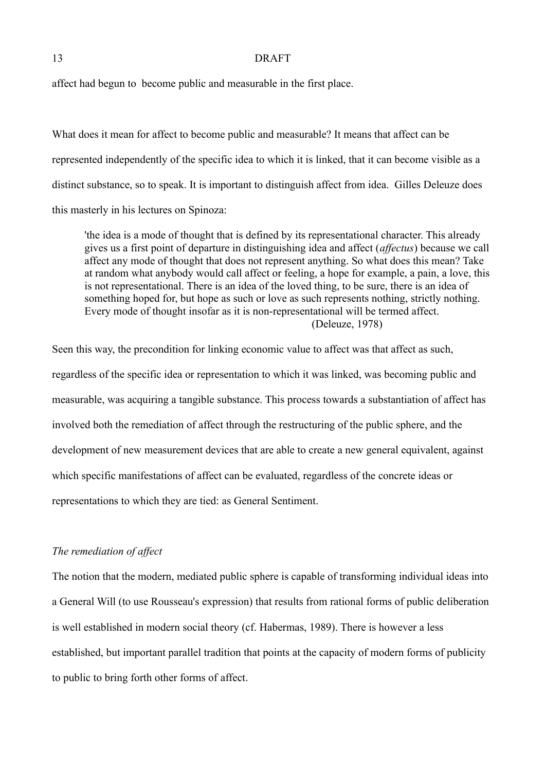affect had begun to  become public and measurable in the first place.

What does it mean for affect to become public and measurable? It means that affect can be represented independently of the specific idea to which it is linked, that it can become visible as a distinct substance, so to speak. It is important to distinguish affect from idea.  Gilles Deleuze does this masterly in his lectures on Spinoza:

> 'the idea is a mode of thought that is defined by its representational character. This already gives us a first point of departure in distinguishing idea and affect (*affectus*) because we call affect any mode of thought that does not represent anything. So what does this mean? Take at random what anybody would call affect or feeling, a hope for example, a pain, a love, this is not representational. There is an idea of the loved thing, to be sure, there is an idea of something hoped for, but hope as such or love as such represents nothing, strictly nothing. Every mode of thought insofar as it is non-representational will be termed affect.
> (Deleuze, 1978)

Seen this way, the precondition for linking economic value to affect was that affect as such, regardless of the specific idea or representation to which it was linked, was becoming public and measurable, was acquiring a tangible substance. This process towards a substantiation of affect has involved both the remediation of affect through the restructuring of the public sphere, and the development of new measurement devices that are able to create a new general equivalent, against which specific manifestations of affect can be evaluated, regardless of the concrete ideas or representations to which they are tied: as General Sentiment.

*The remediation of affect*

The notion that the modern, mediated public sphere is capable of transforming individual ideas into a General Will (to use Rousseau's expression) that results from rational forms of public deliberation is well established in modern social theory (cf. Habermas, 1989). There is however a less established, but important parallel tradition that points at the capacity of modern forms of publicity to public to bring forth other forms of affect.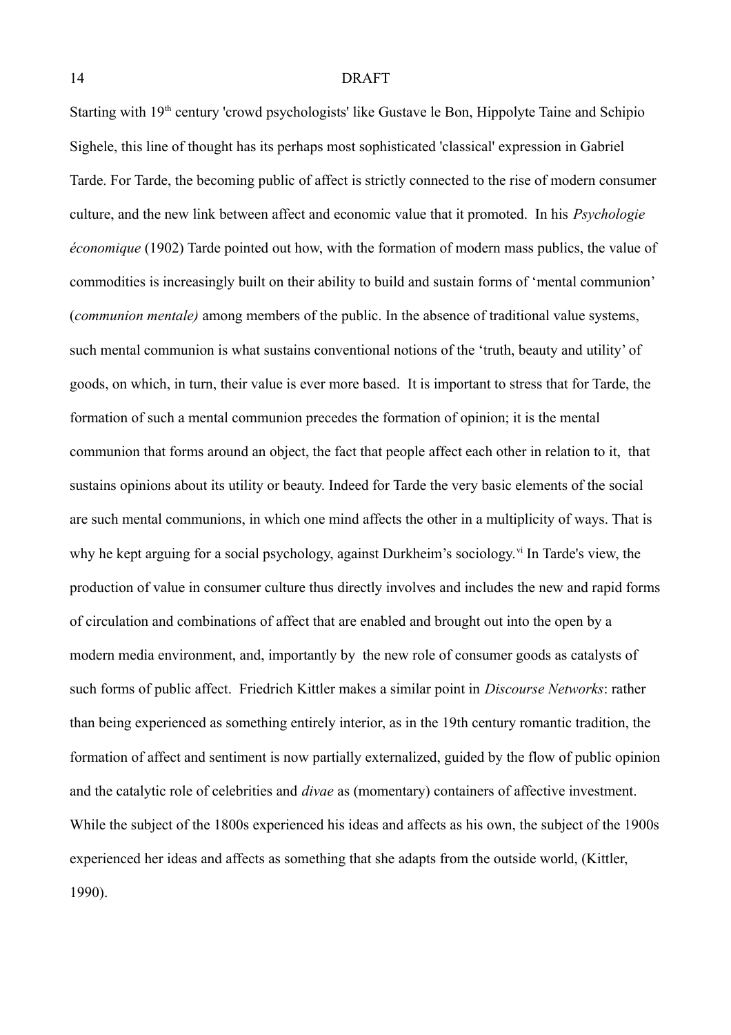Starting with 19th century 'crowd psychologists' like Gustave le Bon, Hippolyte Taine and Schipio Sighele, this line of thought has its perhaps most sophisticated 'classical' expression in Gabriel Tarde. For Tarde, the becoming public of affect is strictly connected to the rise of modern consumer culture, and the new link between affect and economic value that it promoted. In his *Psychologie économique* (1902) Tarde pointed out how, with the formation of modern mass publics, the value of commodities is increasingly built on their ability to build and sustain forms of 'mental communion' (*communion mentale)* among members of the public. In the absence of traditional value systems, such mental communion is what sustains conventional notions of the 'truth, beauty and utility' of goods, on which, in turn, their value is ever more based. It is important to stress that for Tarde, the formation of such a mental communion precedes the formation of opinion; it is the mental communion that forms around an object, the fact that people affect each other in relation to it, that sustains opinions about its utility or beauty. Indeed for Tarde the very basic elements of the social are such mental communions, in which one mind affects the other in a multiplicity of ways. That is why he kept arguing for a social psychology, against Durkheim's sociology.[vi] In Tarde's view, the production of value in consumer culture thus directly involves and includes the new and rapid forms of circulation and combinations of affect that are enabled and brought out into the open by a modern media environment, and, importantly by the new role of consumer goods as catalysts of such forms of public affect. Friedrich Kittler makes a similar point in *Discourse Networks*: rather than being experienced as something entirely interior, as in the 19th century romantic tradition, the formation of affect and sentiment is now partially externalized, guided by the flow of public opinion and the catalytic role of celebrities and *divae* as (momentary) containers of affective investment. While the subject of the 1800s experienced his ideas and affects as his own, the subject of the 1900s experienced her ideas and affects as something that she adapts from the outside world, (Kittler, 1990).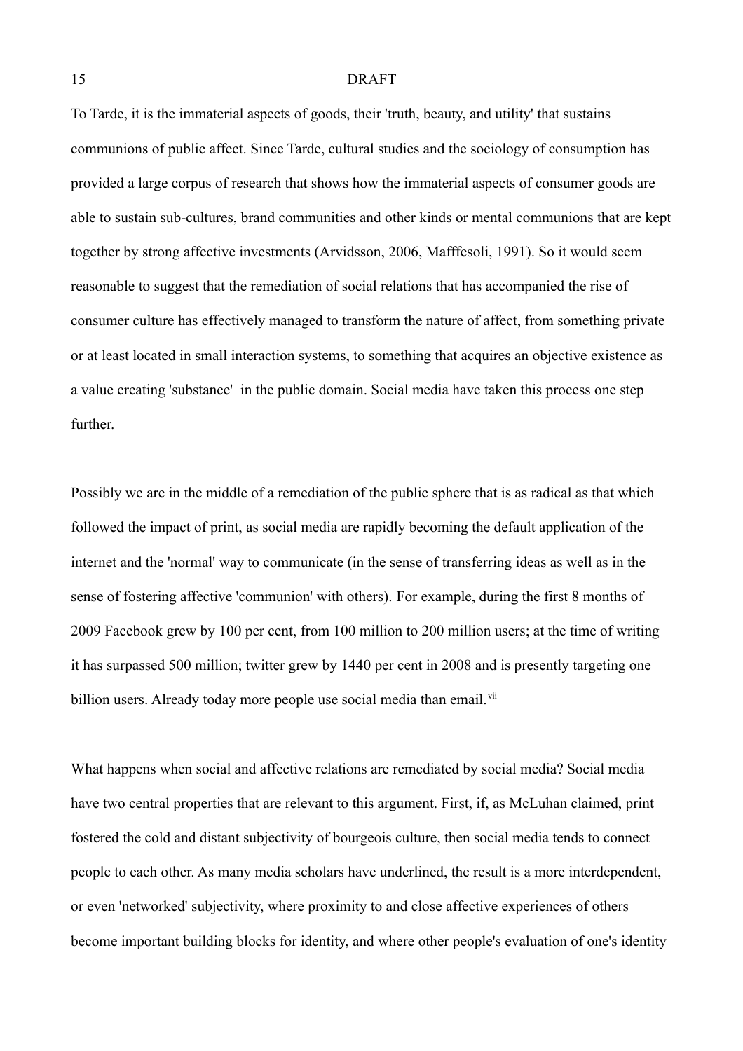To Tarde, it is the immaterial aspects of goods, their 'truth, beauty, and utility' that sustains communions of public affect. Since Tarde, cultural studies and the sociology of consumption has provided a large corpus of research that shows how the immaterial aspects of consumer goods are able to sustain sub-cultures, brand communities and other kinds or mental communions that are kept together by strong affective investments (Arvidsson, 2006, Mafffesoli, 1991). So it would seem reasonable to suggest that the remediation of social relations that has accompanied the rise of consumer culture has effectively managed to transform the nature of affect, from something private or at least located in small interaction systems, to something that acquires an objective existence as a value creating 'substance' in the public domain. Social media have taken this process one step further.

Possibly we are in the middle of a remediation of the public sphere that is as radical as that which followed the impact of print, as social media are rapidly becoming the default application of the internet and the 'normal' way to communicate (in the sense of transferring ideas as well as in the sense of fostering affective 'communion' with others). For example, during the first 8 months of 2009 Facebook grew by 100 per cent, from 100 million to 200 million users; at the time of writing it has surpassed 500 million; twitter grew by 1440 per cent in 2008 and is presently targeting one billion users. Already today more people use social media than email.[vii]

What happens when social and affective relations are remediated by social media? Social media have two central properties that are relevant to this argument. First, if, as McLuhan claimed, print fostered the cold and distant subjectivity of bourgeois culture, then social media tends to connect people to each other. As many media scholars have underlined, the result is a more interdependent, or even 'networked' subjectivity, where proximity to and close affective experiences of others become important building blocks for identity, and where other people's evaluation of one's identity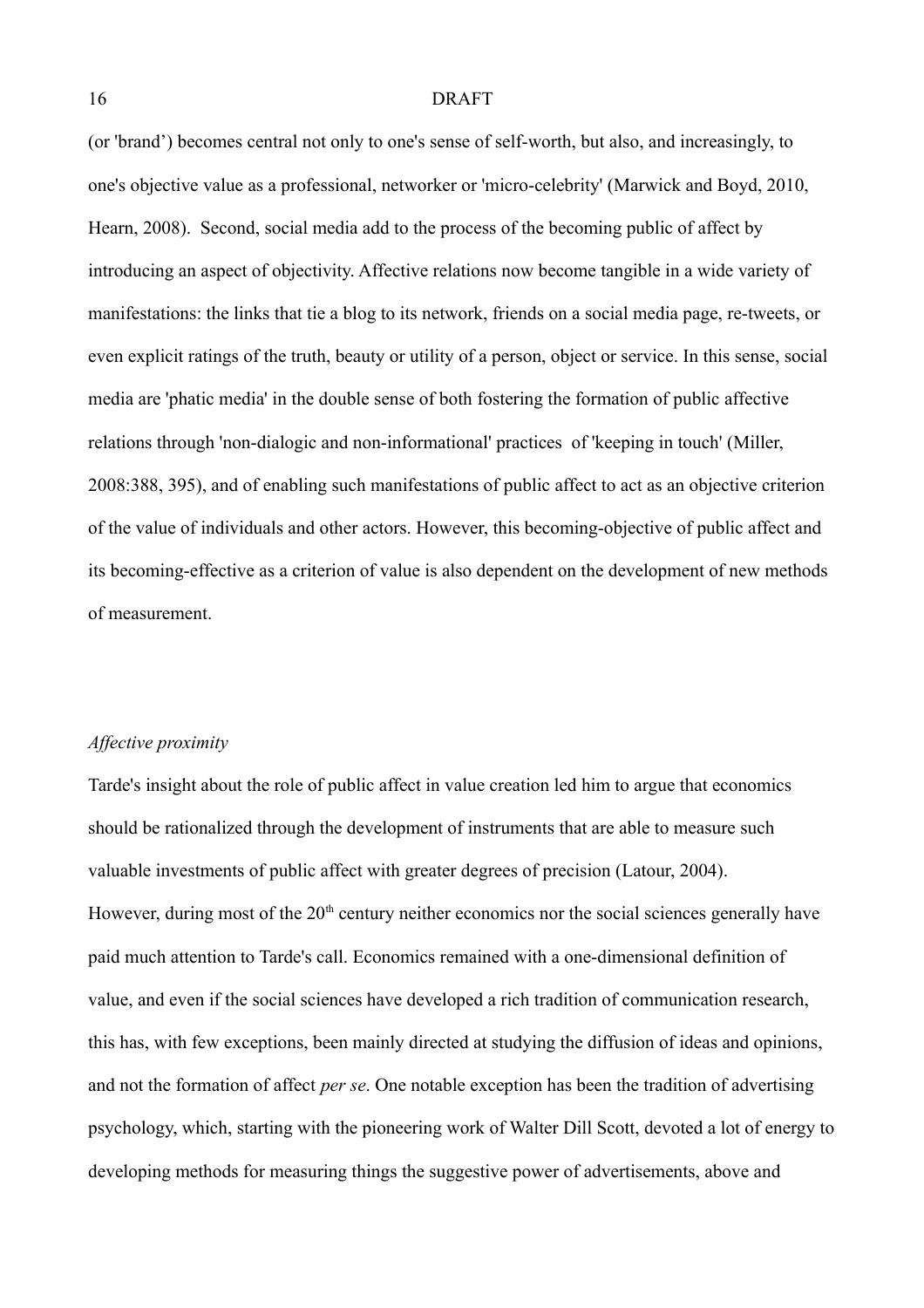(or 'brand') becomes central not only to one's sense of self-worth, but also, and increasingly, to one's objective value as a professional, networker or 'micro-celebrity' (Marwick and Boyd, 2010, Hearn, 2008). Second, social media add to the process of the becoming public of affect by introducing an aspect of objectivity. Affective relations now become tangible in a wide variety of manifestations: the links that tie a blog to its network, friends on a social media page, re-tweets, or even explicit ratings of the truth, beauty or utility of a person, object or service. In this sense, social media are 'phatic media' in the double sense of both fostering the formation of public affective relations through 'non-dialogic and non-informational' practices of 'keeping in touch' (Miller, 2008:388, 395), and of enabling such manifestations of public affect to act as an objective criterion of the value of individuals and other actors. However, this becoming-objective of public affect and its becoming-effective as a criterion of value is also dependent on the development of new methods of measurement.

### *Affective proximity*

Tarde's insight about the role of public affect in value creation led him to argue that economics should be rationalized through the development of instruments that are able to measure such valuable investments of public affect with greater degrees of precision (Latour, 2004). However, during most of the 20th century neither economics nor the social sciences generally have paid much attention to Tarde's call. Economics remained with a one-dimensional definition of value, and even if the social sciences have developed a rich tradition of communication research, this has, with few exceptions, been mainly directed at studying the diffusion of ideas and opinions, and not the formation of affect *per se*. One notable exception has been the tradition of advertising psychology, which, starting with the pioneering work of Walter Dill Scott, devoted a lot of energy to developing methods for measuring things the suggestive power of advertisements, above and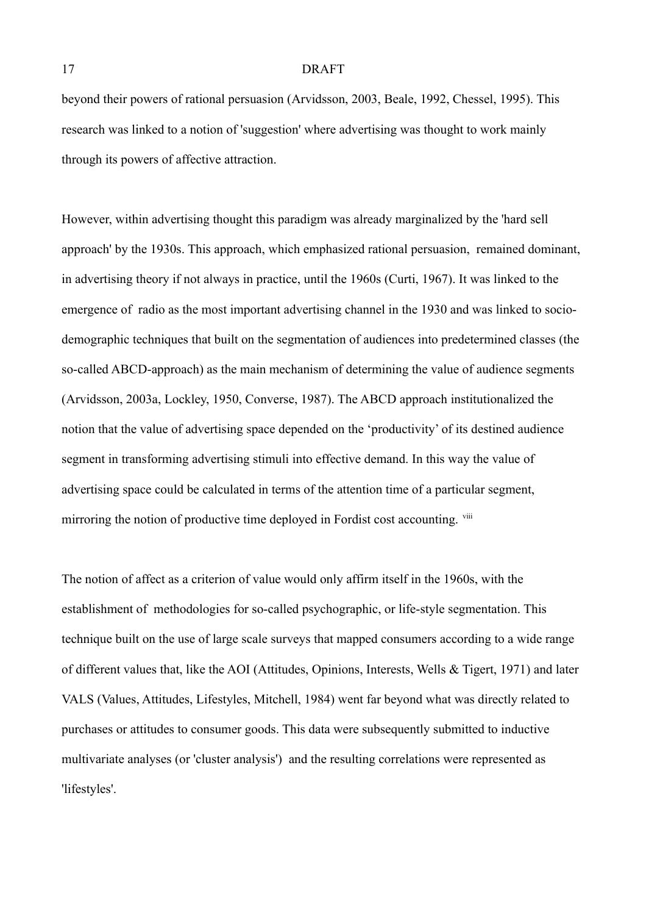beyond their powers of rational persuasion (Arvidsson, 2003, Beale, 1992, Chessel, 1995). This research was linked to a notion of 'suggestion' where advertising was thought to work mainly through its powers of affective attraction.

However, within advertising thought this paradigm was already marginalized by the 'hard sell approach' by the 1930s. This approach, which emphasized rational persuasion, remained dominant, in advertising theory if not always in practice, until the 1960s (Curti, 1967). It was linked to the emergence of radio as the most important advertising channel in the 1930 and was linked to socio-demographic techniques that built on the segmentation of audiences into predetermined classes (the so-called ABCD-approach) as the main mechanism of determining the value of audience segments (Arvidsson, 2003a, Lockley, 1950, Converse, 1987). The ABCD approach institutionalized the notion that the value of advertising space depended on the 'productivity' of its destined audience segment in transforming advertising stimuli into effective demand. In this way the value of advertising space could be calculated in terms of the attention time of a particular segment, mirroring the notion of productive time deployed in Fordist cost accounting. [viii]

The notion of affect as a criterion of value would only affirm itself in the 1960s, with the establishment of methodologies for so-called psychographic, or life-style segmentation. This technique built on the use of large scale surveys that mapped consumers according to a wide range of different values that, like the AOI (Attitudes, Opinions, Interests, Wells & Tigert, 1971) and later VALS (Values, Attitudes, Lifestyles, Mitchell, 1984) went far beyond what was directly related to purchases or attitudes to consumer goods. This data were subsequently submitted to inductive multivariate analyses (or 'cluster analysis') and the resulting correlations were represented as 'lifestyles'.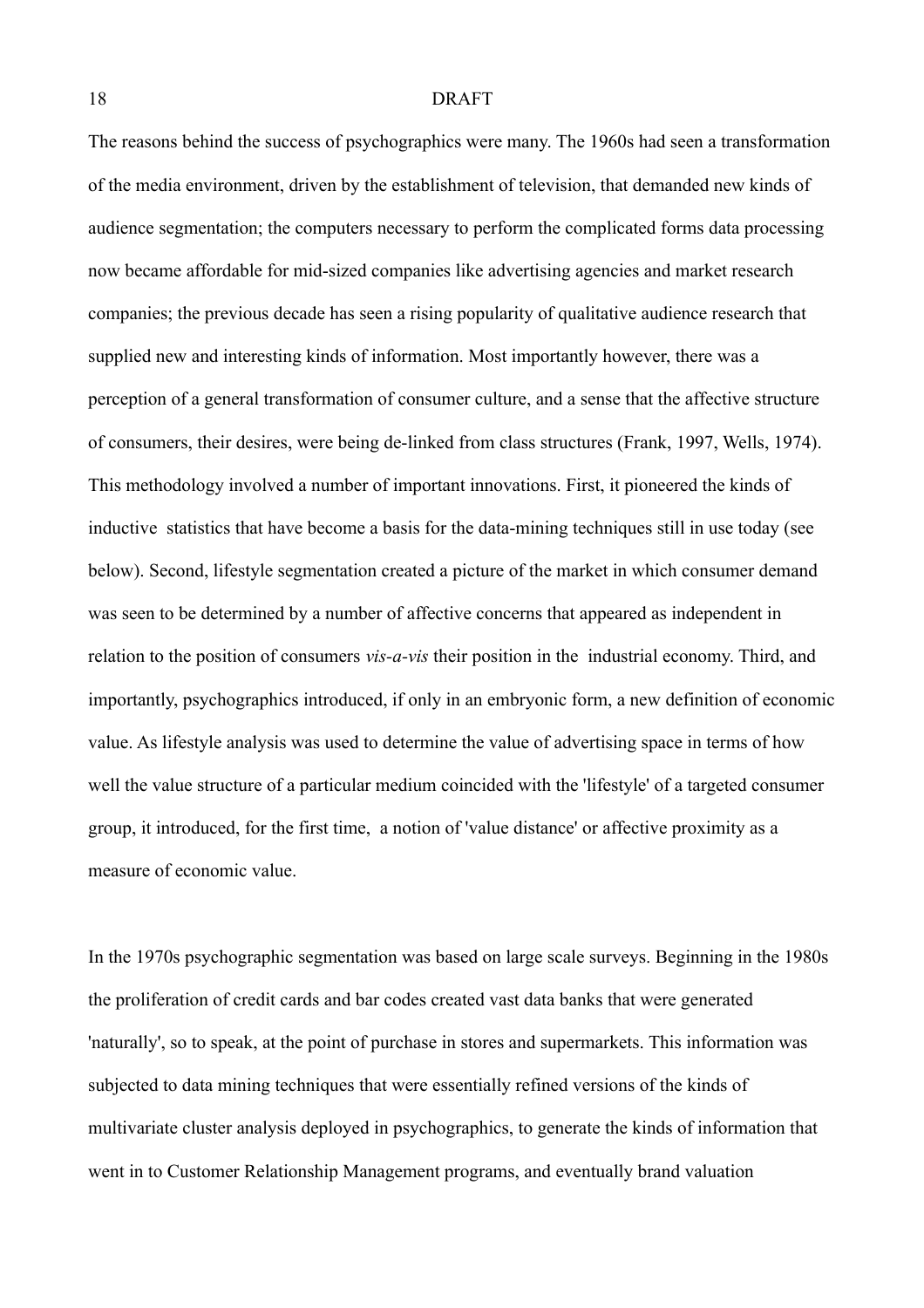The reasons behind the success of psychographics were many. The 1960s had seen a transformation of the media environment, driven by the establishment of television, that demanded new kinds of audience segmentation; the computers necessary to perform the complicated forms data processing now became affordable for mid-sized companies like advertising agencies and market research companies; the previous decade has seen a rising popularity of qualitative audience research that supplied new and interesting kinds of information. Most importantly however, there was a perception of a general transformation of consumer culture, and a sense that the affective structure of consumers, their desires, were being de-linked from class structures (Frank, 1997, Wells, 1974). This methodology involved a number of important innovations. First, it pioneered the kinds of inductive statistics that have become a basis for the data-mining techniques still in use today (see below). Second, lifestyle segmentation created a picture of the market in which consumer demand was seen to be determined by a number of affective concerns that appeared as independent in relation to the position of consumers *vis-a-vis* their position in the industrial economy. Third, and importantly, psychographics introduced, if only in an embryonic form, a new definition of economic value. As lifestyle analysis was used to determine the value of advertising space in terms of how well the value structure of a particular medium coincided with the 'lifestyle' of a targeted consumer group, it introduced, for the first time, a notion of 'value distance' or affective proximity as a measure of economic value.

In the 1970s psychographic segmentation was based on large scale surveys. Beginning in the 1980s the proliferation of credit cards and bar codes created vast data banks that were generated 'naturally', so to speak, at the point of purchase in stores and supermarkets. This information was subjected to data mining techniques that were essentially refined versions of the kinds of multivariate cluster analysis deployed in psychographics, to generate the kinds of information that went in to Customer Relationship Management programs, and eventually brand valuation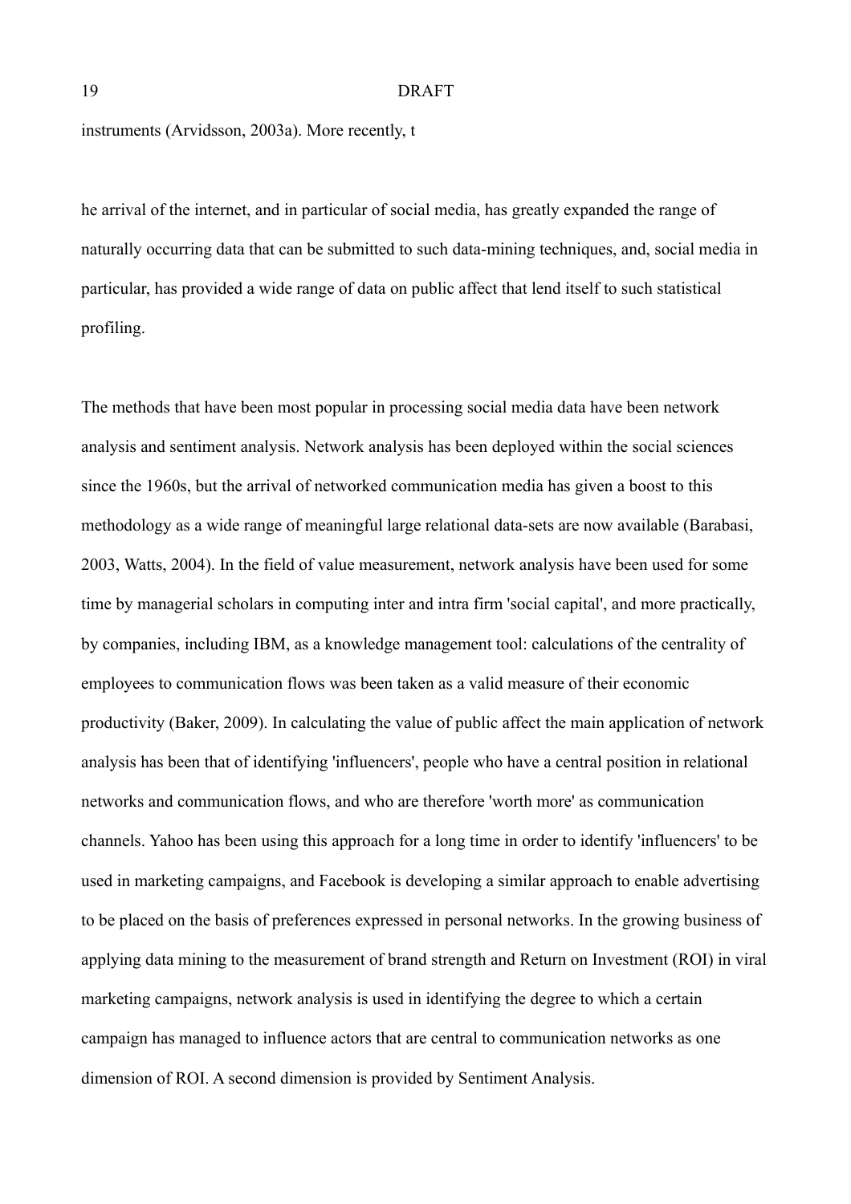instruments (Arvidsson, 2003a). More recently, t

he arrival of the internet, and in particular of social media, has greatly expanded the range of naturally occurring data that can be submitted to such data-mining techniques, and, social media in particular, has provided a wide range of data on public affect that lend itself to such statistical profiling.

The methods that have been most popular in processing social media data have been network analysis and sentiment analysis. Network analysis has been deployed within the social sciences since the 1960s, but the arrival of networked communication media has given a boost to this methodology as a wide range of meaningful large relational data-sets are now available (Barabasi, 2003, Watts, 2004). In the field of value measurement, network analysis have been used for some time by managerial scholars in computing inter and intra firm 'social capital', and more practically, by companies, including IBM, as a knowledge management tool: calculations of the centrality of employees to communication flows was been taken as a valid measure of their economic productivity (Baker, 2009). In calculating the value of public affect the main application of network analysis has been that of identifying 'influencers', people who have a central position in relational networks and communication flows, and who are therefore 'worth more' as communication channels. Yahoo has been using this approach for a long time in order to identify 'influencers' to be used in marketing campaigns, and Facebook is developing a similar approach to enable advertising to be placed on the basis of preferences expressed in personal networks. In the growing business of applying data mining to the measurement of brand strength and Return on Investment (ROI) in viral marketing campaigns, network analysis is used in identifying the degree to which a certain campaign has managed to influence actors that are central to communication networks as one dimension of ROI. A second dimension is provided by Sentiment Analysis.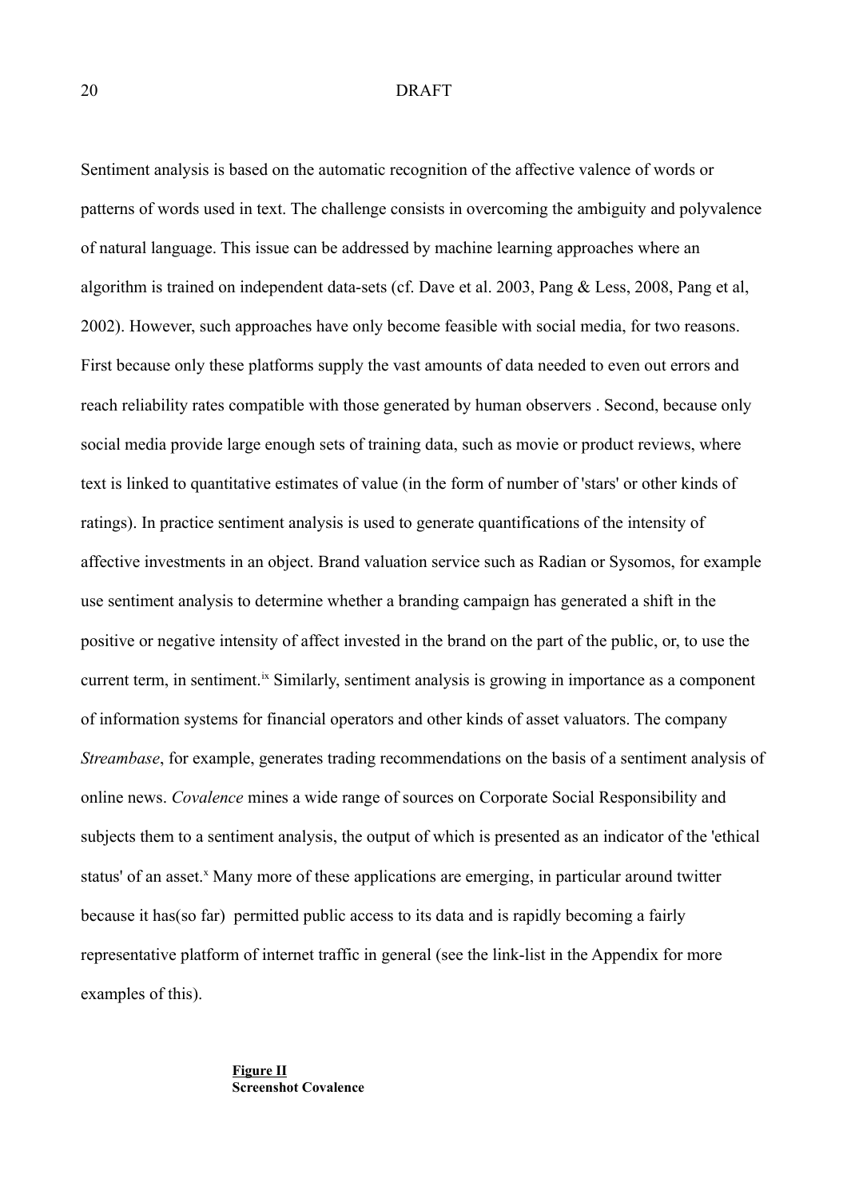Sentiment analysis is based on the automatic recognition of the affective valence of words or patterns of words used in text. The challenge consists in overcoming the ambiguity and polyvalence of natural language. This issue can be addressed by machine learning approaches where an algorithm is trained on independent data-sets (cf. Dave et al. 2003, Pang & Less, 2008, Pang et al, 2002). However, such approaches have only become feasible with social media, for two reasons. First because only these platforms supply the vast amounts of data needed to even out errors and reach reliability rates compatible with those generated by human observers . Second, because only social media provide large enough sets of training data, such as movie or product reviews, where text is linked to quantitative estimates of value (in the form of number of 'stars' or other kinds of ratings). In practice sentiment analysis is used to generate quantifications of the intensity of affective investments in an object. Brand valuation service such as Radian or Sysomos, for example use sentiment analysis to determine whether a branding campaign has generated a shift in the positive or negative intensity of affect invested in the brand on the part of the public, or, to use the current term, in sentiment.[ix] Similarly, sentiment analysis is growing in importance as a component of information systems for financial operators and other kinds of asset valuators. The company *Streambase*, for example, generates trading recommendations on the basis of a sentiment analysis of online news. *Covalence* mines a wide range of sources on Corporate Social Responsibility and subjects them to a sentiment analysis, the output of which is presented as an indicator of the 'ethical status' of an asset.[x] Many more of these applications are emerging, in particular around twitter because it has(so far) permitted public access to its data and is rapidly becoming a fairly representative platform of internet traffic in general (see the link-list in the Appendix for more examples of this).

**Figure II**
**Screenshot Covalence**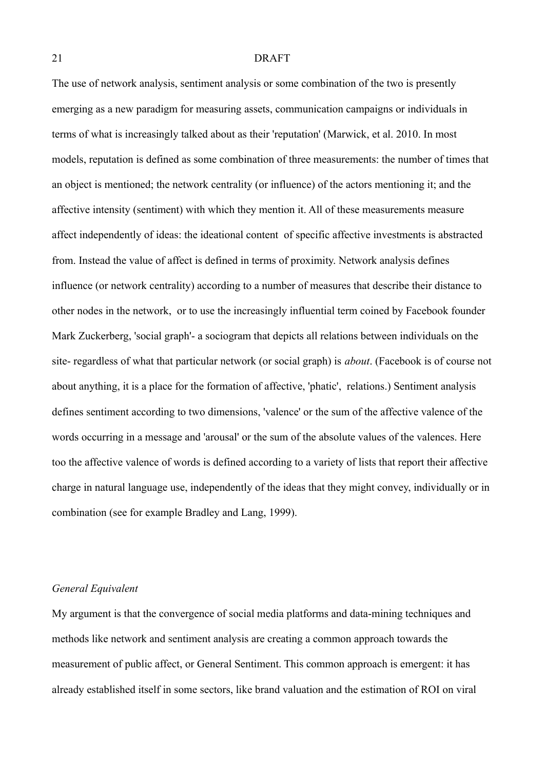The use of network analysis, sentiment analysis or some combination of the two is presently emerging as a new paradigm for measuring assets, communication campaigns or individuals in terms of what is increasingly talked about as their 'reputation' (Marwick, et al. 2010. In most models, reputation is defined as some combination of three measurements: the number of times that an object is mentioned; the network centrality (or influence) of the actors mentioning it; and the affective intensity (sentiment) with which they mention it. All of these measurements measure affect independently of ideas: the ideational content of specific affective investments is abstracted from. Instead the value of affect is defined in terms of proximity. Network analysis defines influence (or network centrality) according to a number of measures that describe their distance to other nodes in the network, or to use the increasingly influential term coined by Facebook founder Mark Zuckerberg, 'social graph'- a sociogram that depicts all relations between individuals on the site- regardless of what that particular network (or social graph) is *about*. (Facebook is of course not about anything, it is a place for the formation of affective, 'phatic', relations.) Sentiment analysis defines sentiment according to two dimensions, 'valence' or the sum of the affective valence of the words occurring in a message and 'arousal' or the sum of the absolute values of the valences. Here too the affective valence of words is defined according to a variety of lists that report their affective charge in natural language use, independently of the ideas that they might convey, individually or in combination (see for example Bradley and Lang, 1999).

*General Equivalent*

My argument is that the convergence of social media platforms and data-mining techniques and methods like network and sentiment analysis are creating a common approach towards the measurement of public affect, or General Sentiment. This common approach is emergent: it has already established itself in some sectors, like brand valuation and the estimation of ROI on viral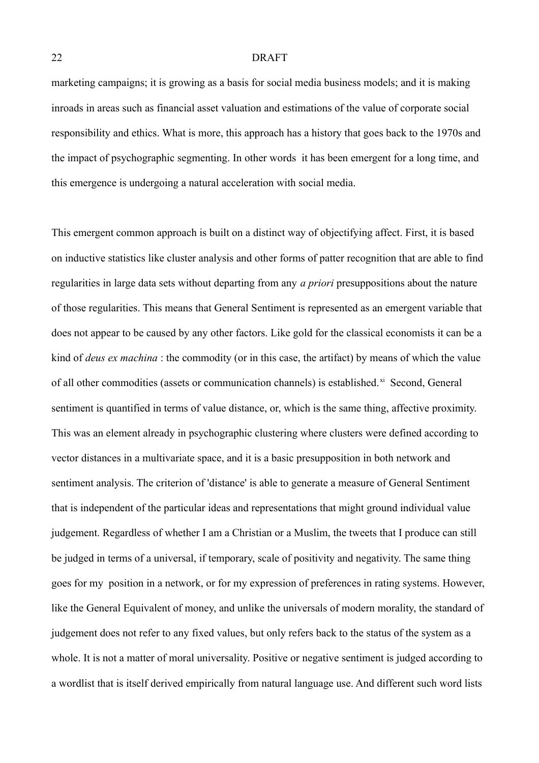marketing campaigns; it is growing as a basis for social media business models; and it is making inroads in areas such as financial asset valuation and estimations of the value of corporate social responsibility and ethics. What is more, this approach has a history that goes back to the 1970s and the impact of psychographic segmenting. In other words it has been emergent for a long time, and this emergence is undergoing a natural acceleration with social media.

This emergent common approach is built on a distinct way of objectifying affect. First, it is based on inductive statistics like cluster analysis and other forms of patter recognition that are able to find regularities in large data sets without departing from any *a priori* presuppositions about the nature of those regularities. This means that General Sentiment is represented as an emergent variable that does not appear to be caused by any other factors. Like gold for the classical economists it can be a kind of *deus ex machina* : the commodity (or in this case, the artifact) by means of which the value of all other commodities (assets or communication channels) is established.[xi] Second, General sentiment is quantified in terms of value distance, or, which is the same thing, affective proximity. This was an element already in psychographic clustering where clusters were defined according to vector distances in a multivariate space, and it is a basic presupposition in both network and sentiment analysis. The criterion of 'distance' is able to generate a measure of General Sentiment that is independent of the particular ideas and representations that might ground individual value judgement. Regardless of whether I am a Christian or a Muslim, the tweets that I produce can still be judged in terms of a universal, if temporary, scale of positivity and negativity. The same thing goes for my position in a network, or for my expression of preferences in rating systems. However, like the General Equivalent of money, and unlike the universals of modern morality, the standard of judgement does not refer to any fixed values, but only refers back to the status of the system as a whole. It is not a matter of moral universality. Positive or negative sentiment is judged according to a wordlist that is itself derived empirically from natural language use. And different such word lists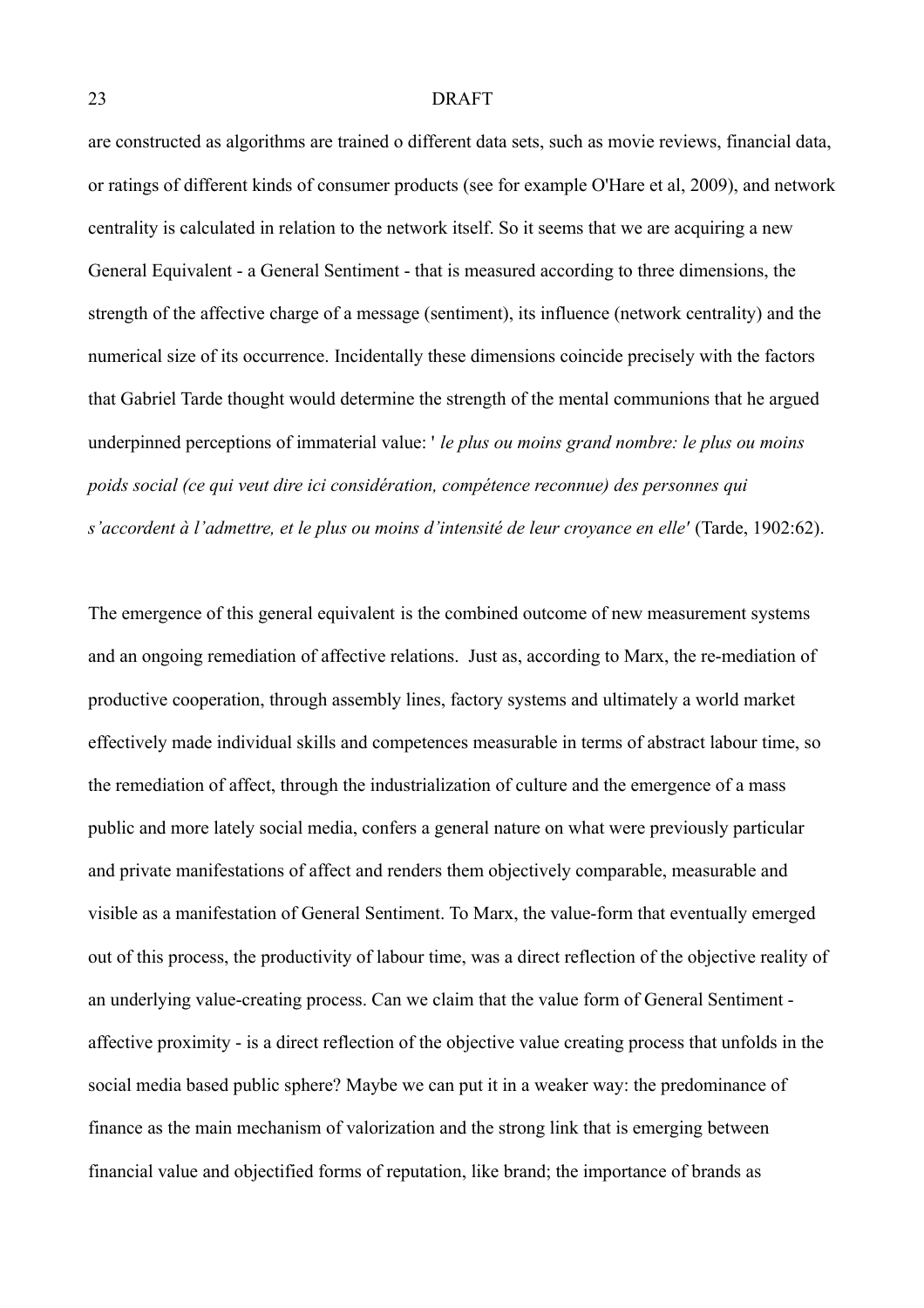are constructed as algorithms are trained o different data sets, such as movie reviews, financial data, or ratings of different kinds of consumer products (see for example O'Hare et al, 2009), and network centrality is calculated in relation to the network itself. So it seems that we are acquiring a new General Equivalent - a General Sentiment - that is measured according to three dimensions, the strength of the affective charge of a message (sentiment), its influence (network centrality) and the numerical size of its occurrence. Incidentally these dimensions coincide precisely with the factors that Gabriel Tarde thought would determine the strength of the mental communions that he argued underpinned perceptions of immaterial value: ' *le plus ou moins grand nombre: le plus ou moins poids social (ce qui veut dire ici considération, compétence reconnue) des personnes qui s'accordent à l'admettre, et le plus ou moins d'intensité de leur croyance en elle'* (Tarde, 1902:62).

The emergence of this general equivalent is the combined outcome of new measurement systems and an ongoing remediation of affective relations. Just as, according to Marx, the re-mediation of productive cooperation, through assembly lines, factory systems and ultimately a world market effectively made individual skills and competences measurable in terms of abstract labour time, so the remediation of affect, through the industrialization of culture and the emergence of a mass public and more lately social media, confers a general nature on what were previously particular and private manifestations of affect and renders them objectively comparable, measurable and visible as a manifestation of General Sentiment. To Marx, the value-form that eventually emerged out of this process, the productivity of labour time, was a direct reflection of the objective reality of an underlying value-creating process. Can we claim that the value form of General Sentiment - affective proximity - is a direct reflection of the objective value creating process that unfolds in the social media based public sphere? Maybe we can put it in a weaker way: the predominance of finance as the main mechanism of valorization and the strong link that is emerging between financial value and objectified forms of reputation, like brand; the importance of brands as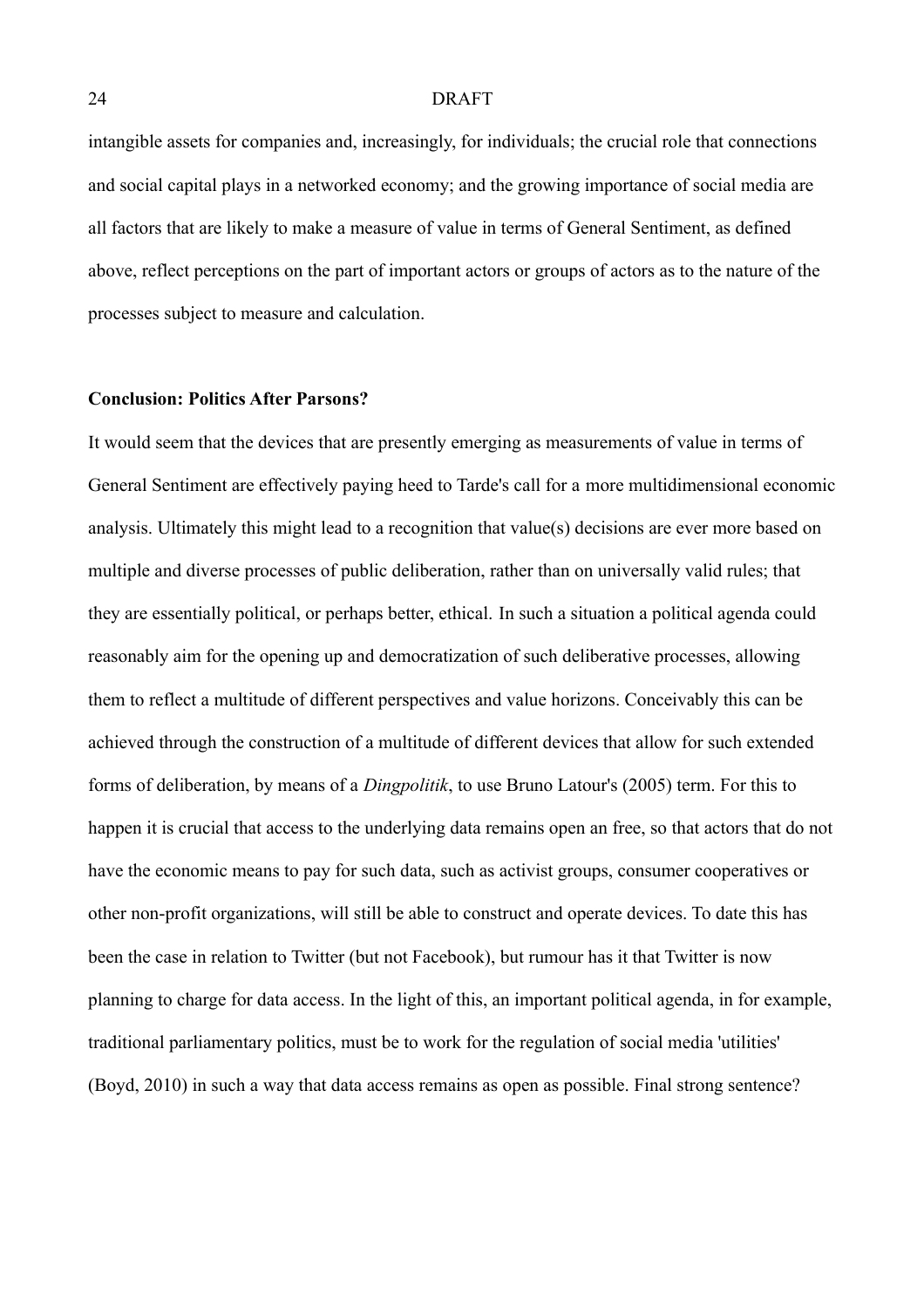intangible assets for companies and, increasingly, for individuals; the crucial role that connections and social capital plays in a networked economy; and the growing importance of social media are all factors that are likely to make a measure of value in terms of General Sentiment, as defined above, reflect perceptions on the part of important actors or groups of actors as to the nature of the processes subject to measure and calculation.

**Conclusion: Politics After Parsons?**

It would seem that the devices that are presently emerging as measurements of value in terms of General Sentiment are effectively paying heed to Tarde's call for a more multidimensional economic analysis. Ultimately this might lead to a recognition that value(s) decisions are ever more based on multiple and diverse processes of public deliberation, rather than on universally valid rules; that they are essentially political, or perhaps better, ethical. In such a situation a political agenda could reasonably aim for the opening up and democratization of such deliberative processes, allowing them to reflect a multitude of different perspectives and value horizons. Conceivably this can be achieved through the construction of a multitude of different devices that allow for such extended forms of deliberation, by means of a *Dingpolitik*, to use Bruno Latour's (2005) term. For this to happen it is crucial that access to the underlying data remains open an free, so that actors that do not have the economic means to pay for such data, such as activist groups, consumer cooperatives or other non-profit organizations, will still be able to construct and operate devices. To date this has been the case in relation to Twitter (but not Facebook), but rumour has it that Twitter is now planning to charge for data access. In the light of this, an important political agenda, in for example, traditional parliamentary politics, must be to work for the regulation of social media 'utilities' (Boyd, 2010) in such a way that data access remains as open as possible. Final strong sentence?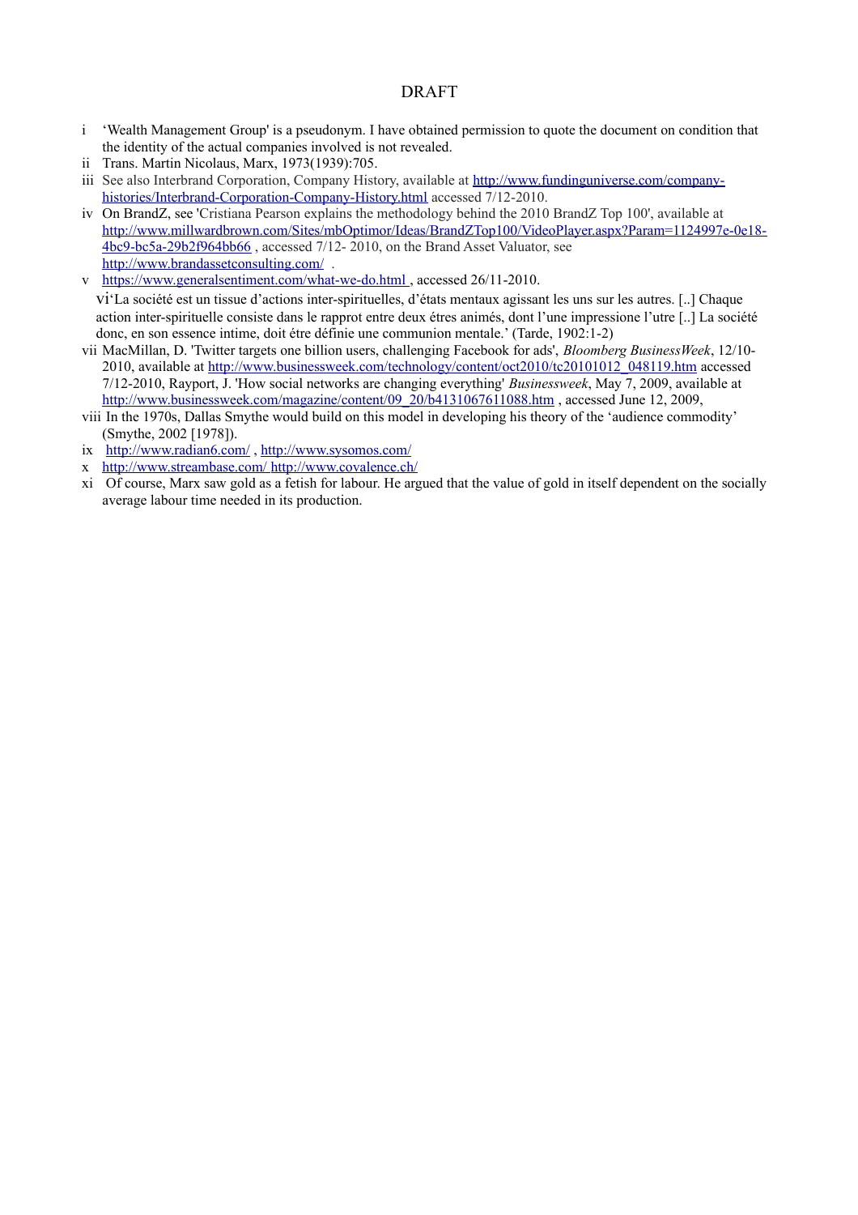DRAFT

- i ‘Wealth Management Group' is a pseudonym. I have obtained permission to quote the document on condition that the identity of the actual companies involved is not revealed.
- ii Trans. Martin Nicolaus, Marx, 1973(1939):705.
- iii See also Interbrand Corporation, Company History, available at http://www.fundinguniverse.com/company-histories/Interbrand-Corporation-Company-History.html accessed 7/12-2010.
- iv On BrandZ, see 'Cristiana Pearson explains the methodology behind the 2010 BrandZ Top 100', available at http://www.millwardbrown.com/Sites/mbOptimor/Ideas/BrandZTop100/VideoPlayer.aspx?Param=1124997e-0e18-4bc9-bc5a-29b2f964bb66 , accessed 7/12- 2010, on the Brand Asset Valuator, see http://www.brandassetconsulting.com/ .
- v https://www.generalsentiment.com/what-we-do.html , accessed 26/11-2010.
- vi ‘La société est un tissue d’actions inter-spirituelles, d’états mentaux agissant les uns sur les autres. [..] Chaque action inter-spirituelle consiste dans le rapprot entre deux étres animés, dont l’une impressione l’utre [..] La société donc, en son essence intime, doit étre définie une communion mentale.’ (Tarde, 1902:1-2)
- vii MacMillan, D. 'Twitter targets one billion users, challenging Facebook for ads', *Bloomberg BusinessWeek*, 12/10-2010, available at http://www.businessweek.com/technology/content/oct2010/tc20101012_048119.htm accessed 7/12-2010, Rayport, J. 'How social networks are changing everything' *Businessweek*, May 7, 2009, available at http://www.businessweek.com/magazine/content/09_20/b4131067611088.htm , accessed June 12, 2009,
- viii In the 1970s, Dallas Smythe would build on this model in developing his theory of the ‘audience commodity’ (Smythe, 2002 [1978]).
- ix http://www.radian6.com/ , http://www.sysomos.com/
- x http://www.streambase.com/ http://www.covalence.ch/
- xi Of course, Marx saw gold as a fetish for labour. He argued that the value of gold in itself dependent on the socially average labour time needed in its production.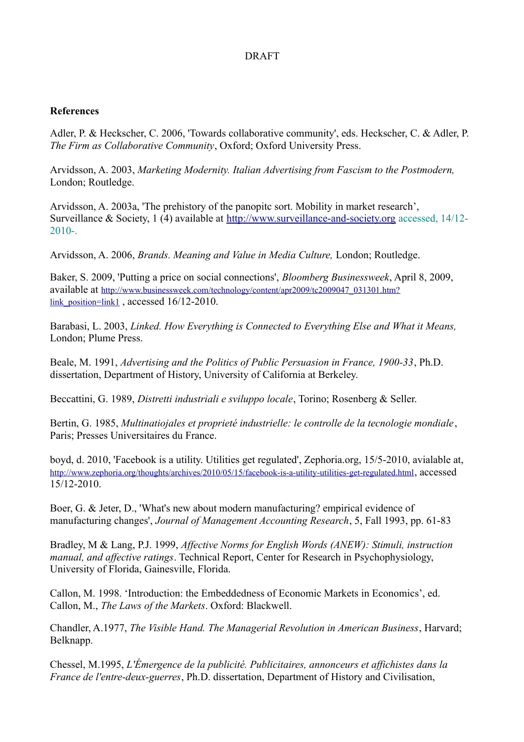DRAFT

## References

Adler, P. & Heckscher, C. 2006, 'Towards collaborative community', eds. Heckscher, C. & Adler, P. *The Firm as Collaborative Community*, Oxford; Oxford University Press.

Arvidsson, A. 2003, *Marketing Modernity. Italian Advertising from Fascism to the Postmodern,* London; Routledge.

Arvidsson, A. 2003a, 'The prehistory of the panopitc sort. Mobility in market research', Surveillance & Society, 1 (4) available at http://www.surveillance-and-society.org accessed, 14/12-2010-.

Arvidsson, A. 2006, *Brands. Meaning and Value in Media Culture,* London; Routledge.

Baker, S. 2009, 'Putting a price on social connections', *Bloomberg Businessweek*, April 8, 2009, available at http://www.businessweek.com/technology/content/apr2009/tc2009047_031301.htm?link_position=link1 , accessed 16/12-2010.

Barabasi, L. 2003, *Linked. How Everything is Connected to Everything Else and What it Means,* London; Plume Press.

Beale, M. 1991, *Advertising and the Politics of Public Persuasion in France, 1900-33*, Ph.D. dissertation, Department of History, University of California at Berkeley.

Beccattini, G. 1989, *Distretti industriali e sviluppo locale*, Torino; Rosenberg & Seller.

Bertin, G. 1985, *Multinatiojales et proprieté industrielle: le controlle de la tecnologie mondiale*, Paris; Presses Universitaires du France.

boyd, d. 2010, 'Facebook is a utility. Utilities get regulated', Zephoria.org, 15/5-2010, avialable at, http://www.zephoria.org/thoughts/archives/2010/05/15/facebook-is-a-utility-utilities-get-regulated.html, accessed 15/12-2010.

Boer, G. & Jeter, D., 'What's new about modern manufacturing? empirical evidence of manufacturing changes', *Journal of Management Accounting Research*, 5, Fall 1993, pp. 61-83

Bradley, M & Lang, P.J. 1999, *Affective Norms for English Words (ANEW): Stimuli, instruction manual, and affective ratings*. Technical Report, Center for Research in Psychophysiology, University of Florida, Gainesville, Florida.

Callon, M. 1998. 'Introduction: the Embeddedness of Economic Markets in Economics', ed. Callon, M., *The Laws of the Markets*. Oxford: Blackwell.

Chandler, A.1977, *The Visible Hand. The Managerial Revolution in American Business*, Harvard; Belknapp.

Chessel, M.1995, *L'Émergence de la publicité. Publicitaires, annonceurs et affichistes dans la France de l'entre-deux-guerres*, Ph.D. dissertation, Department of History and Civilisation,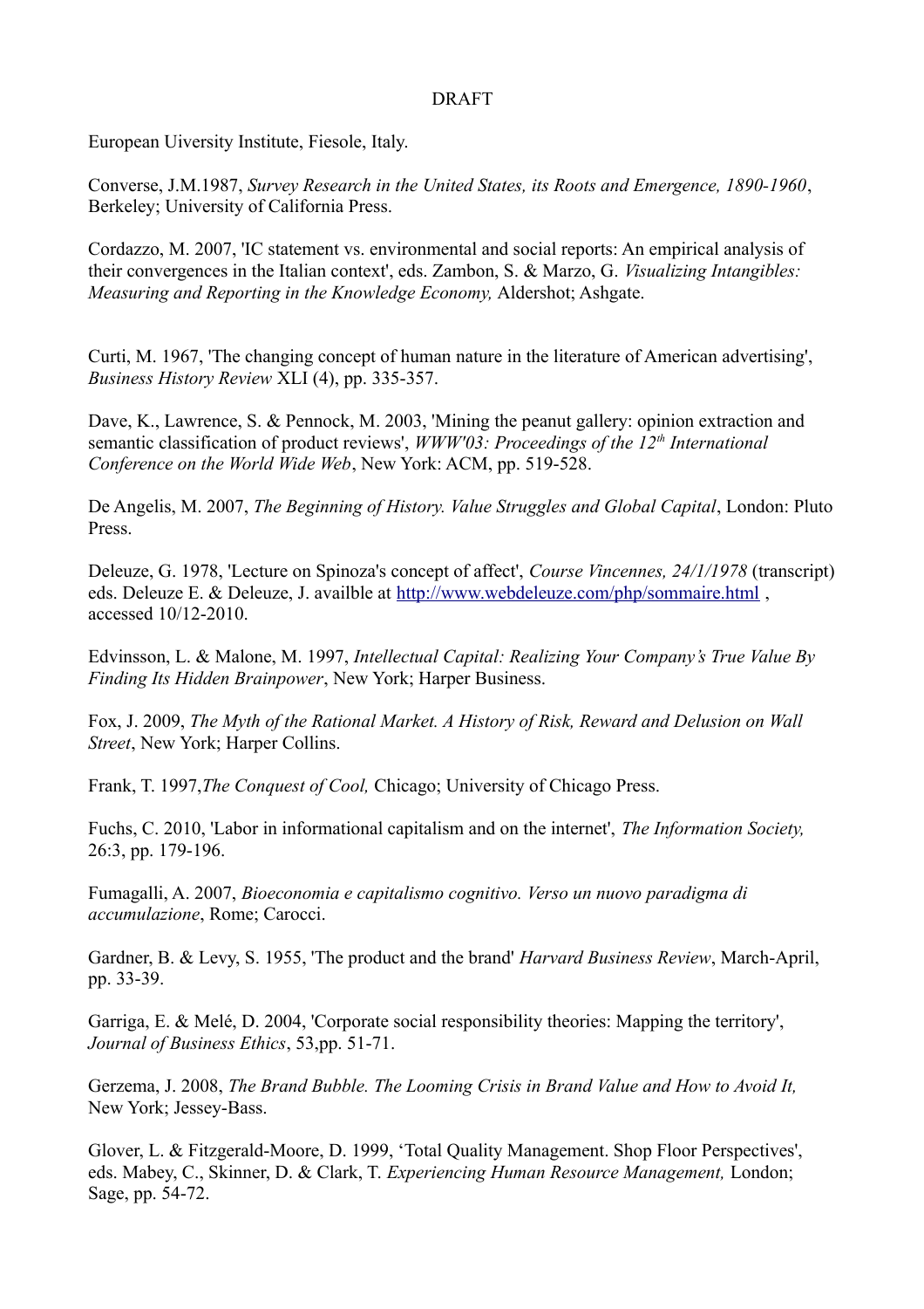DRAFT

European Uiversity Institute, Fiesole, Italy.

Converse, J.M.1987, *Survey Research in the United States, its Roots and Emergence, 1890-1960*, Berkeley; University of California Press.

Cordazzo, M. 2007, 'IC statement vs. environmental and social reports: An empirical analysis of their convergences in the Italian context', eds. Zambon, S. & Marzo, G. *Visualizing Intangibles: Measuring and Reporting in the Knowledge Economy,* Aldershot; Ashgate.

Curti, M. 1967, 'The changing concept of human nature in the literature of American advertising', *Business History Review* XLI (4), pp. 335-357.

Dave, K., Lawrence, S. & Pennock, M. 2003, 'Mining the peanut gallery: opinion extraction and semantic classification of product reviews', *WWW'03: Proceedings of the 12th International Conference on the World Wide Web*, New York: ACM, pp. 519-528.

De Angelis, M. 2007, *The Beginning of History. Value Struggles and Global Capital*, London: Pluto Press.

Deleuze, G. 1978, 'Lecture on Spinoza's concept of affect', *Course Vincennes, 24/1/1978* (transcript) eds. Deleuze E. & Deleuze, J. availble at http://www.webdeleuze.com/php/sommaire.html , accessed 10/12-2010.

Edvinsson, L. & Malone, M. 1997, *Intellectual Capital: Realizing Your Company's True Value By Finding Its Hidden Brainpower*, New York; Harper Business.

Fox, J. 2009, *The Myth of the Rational Market. A History of Risk, Reward and Delusion on Wall Street*, New York; Harper Collins.

Frank, T. 1997,*The Conquest of Cool,* Chicago; University of Chicago Press.

Fuchs, C. 2010, 'Labor in informational capitalism and on the internet', *The Information Society,* 26:3, pp. 179-196.

Fumagalli, A. 2007, *Bioeconomia e capitalismo cognitivo. Verso un nuovo paradigma di accumulazione*, Rome; Carocci.

Gardner, B. & Levy, S. 1955, 'The product and the brand' *Harvard Business Review*, March-April, pp. 33-39.

Garriga, E. & Melé, D. 2004, 'Corporate social responsibility theories: Mapping the territory', *Journal of Business Ethics*, 53,pp. 51-71.

Gerzema, J. 2008, *The Brand Bubble. The Looming Crisis in Brand Value and How to Avoid It,* New York; Jessey-Bass.

Glover, L. & Fitzgerald-Moore, D. 1999, 'Total Quality Management. Shop Floor Perspectives', eds. Mabey, C., Skinner, D. & Clark, T. *Experiencing Human Resource Management,* London; Sage, pp. 54-72.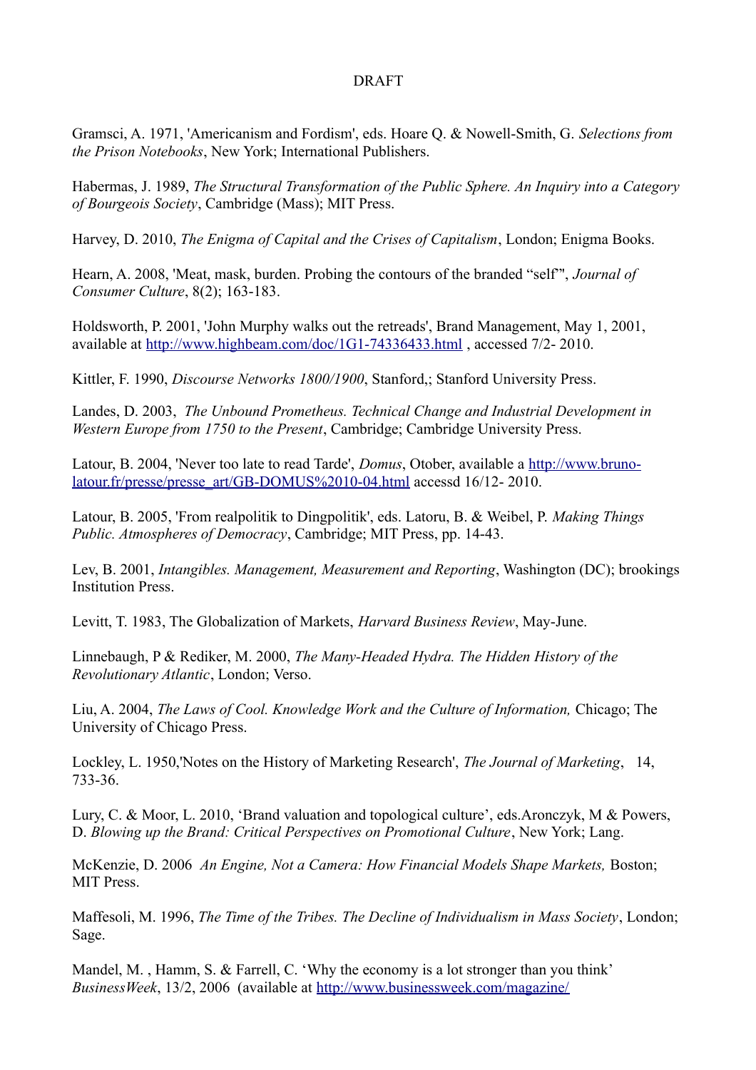DRAFT

Gramsci, A. 1971, 'Americanism and Fordism', eds. Hoare Q. & Nowell-Smith, G. *Selections from the Prison Notebooks*, New York; International Publishers.

Habermas, J. 1989, *The Structural Transformation of the Public Sphere. An Inquiry into a Category of Bourgeois Society*, Cambridge (Mass); MIT Press.

Harvey, D. 2010, *The Enigma of Capital and the Crises of Capitalism*, London; Enigma Books.

Hearn, A. 2008, 'Meat, mask, burden. Probing the contours of the branded "self"', *Journal of Consumer Culture*, 8(2); 163-183.

Holdsworth, P. 2001, 'John Murphy walks out the retreads', Brand Management, May 1, 2001, available at http://www.highbeam.com/doc/1G1-74336433.html , accessed 7/2- 2010.

Kittler, F. 1990, *Discourse Networks 1800/1900*, Stanford,; Stanford University Press.

Landes, D. 2003, *The Unbound Prometheus. Technical Change and Industrial Development in Western Europe from 1750 to the Present*, Cambridge; Cambridge University Press.

Latour, B. 2004, 'Never too late to read Tarde', *Domus*, Otober, available a http://www.bruno-latour.fr/presse/presse_art/GB-DOMUS%2010-04.html accessd 16/12- 2010.

Latour, B. 2005, 'From realpolitik to Dingpolitik', eds. Latoru, B. & Weibel, P. *Making Things Public. Atmospheres of Democracy*, Cambridge; MIT Press, pp. 14-43.

Lev, B. 2001, *Intangibles. Management, Measurement and Reporting*, Washington (DC); brookings Institution Press.

Levitt, T. 1983, The Globalization of Markets, *Harvard Business Review*, May-June.

Linnebaugh, P & Rediker, M. 2000, *The Many-Headed Hydra. The Hidden History of the Revolutionary Atlantic*, London; Verso.

Liu, A. 2004, *The Laws of Cool. Knowledge Work and the Culture of Information,* Chicago; The University of Chicago Press.

Lockley, L. 1950,'Notes on the History of Marketing Research', *The Journal of Marketing*, 14, 733-36.

Lury, C. & Moor, L. 2010, 'Brand valuation and topological culture', eds.Aronczyk, M & Powers, D. *Blowing up the Brand: Critical Perspectives on Promotional Culture*, New York; Lang.

McKenzie, D. 2006 *An Engine, Not a Camera: How Financial Models Shape Markets,* Boston; MIT Press.

Maffesoli, M. 1996, *The Time of the Tribes. The Decline of Individualism in Mass Society*, London; Sage.

Mandel, M. , Hamm, S. & Farrell, C. 'Why the economy is a lot stronger than you think' *BusinessWeek*, 13/2, 2006 (available at http://www.businessweek.com/magazine/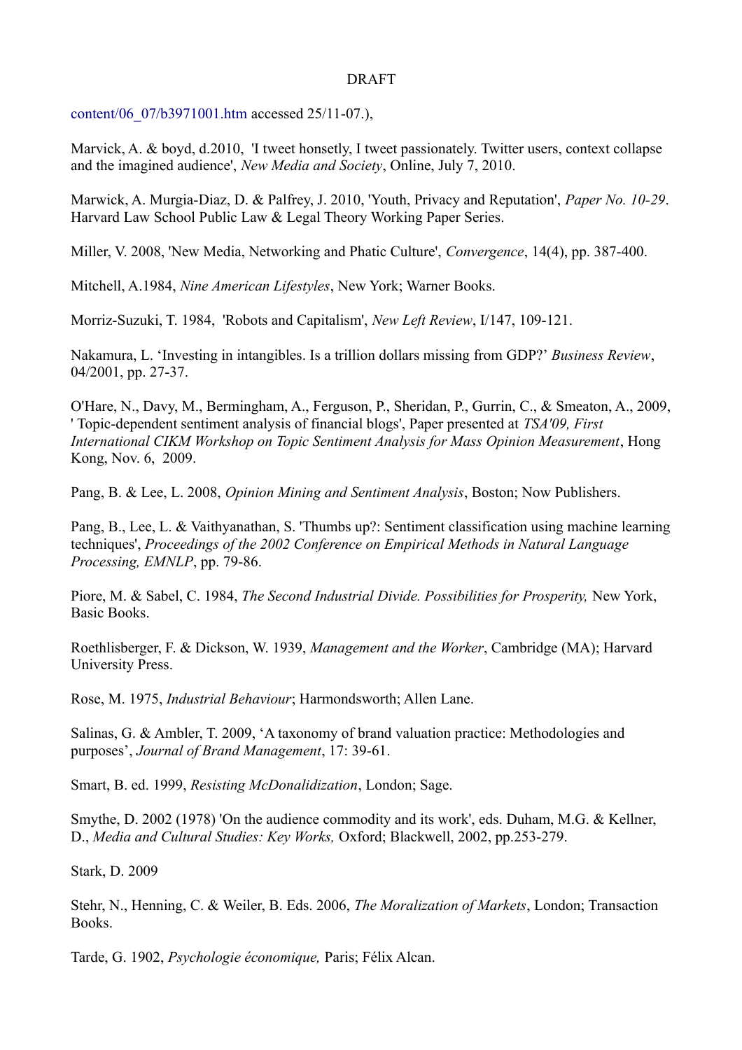content/06_07/b3971001.htm accessed 25/11-07.),

Marvick, A. & boyd, d.2010, 'I tweet honsetly, I tweet passionately. Twitter users, context collapse and the imagined audience', *New Media and Society*, Online, July 7, 2010.

Marwick, A. Murgia-Diaz, D. & Palfrey, J. 2010, 'Youth, Privacy and Reputation', *Paper No. 10-29*. Harvard Law School Public Law & Legal Theory Working Paper Series.

Miller, V. 2008, 'New Media, Networking and Phatic Culture', *Convergence*, 14(4), pp. 387-400.

Mitchell, A.1984, *Nine American Lifestyles*, New York; Warner Books.

Morriz-Suzuki, T. 1984, 'Robots and Capitalism', *New Left Review*, I/147, 109-121.

Nakamura, L. 'Investing in intangibles. Is a trillion dollars missing from GDP?' *Business Review*, 04/2001, pp. 27-37.

O'Hare, N., Davy, M., Bermingham, A., Ferguson, P., Sheridan, P., Gurrin, C., & Smeaton, A., 2009, ' Topic-dependent sentiment analysis of financial blogs', Paper presented at *TSA'09, First International CIKM Workshop on Topic Sentiment Analysis for Mass Opinion Measurement*, Hong Kong, Nov. 6, 2009.

Pang, B. & Lee, L. 2008, *Opinion Mining and Sentiment Analysis*, Boston; Now Publishers.

Pang, B., Lee, L. & Vaithyanathan, S. 'Thumbs up?: Sentiment classification using machine learning techniques', *Proceedings of the 2002 Conference on Empirical Methods in Natural Language Processing, EMNLP*, pp. 79-86.

Piore, M. & Sabel, C. 1984, *The Second Industrial Divide. Possibilities for Prosperity,* New York, Basic Books.

Roethlisberger, F. & Dickson, W. 1939, *Management and the Worker*, Cambridge (MA); Harvard University Press.

Rose, M. 1975, *Industrial Behaviour*; Harmondsworth; Allen Lane.

Salinas, G. & Ambler, T. 2009, 'A taxonomy of brand valuation practice: Methodologies and purposes', *Journal of Brand Management*, 17: 39-61.

Smart, B. ed. 1999, *Resisting McDonalidization*, London; Sage.

Smythe, D. 2002 (1978) 'On the audience commodity and its work', eds. Duham, M.G. & Kellner, D., *Media and Cultural Studies: Key Works,* Oxford; Blackwell, 2002, pp.253-279.

Stark, D. 2009

Stehr, N., Henning, C. & Weiler, B. Eds. 2006, *The Moralization of Markets*, London; Transaction Books.

Tarde, G. 1902, *Psychologie économique,* Paris; Félix Alcan.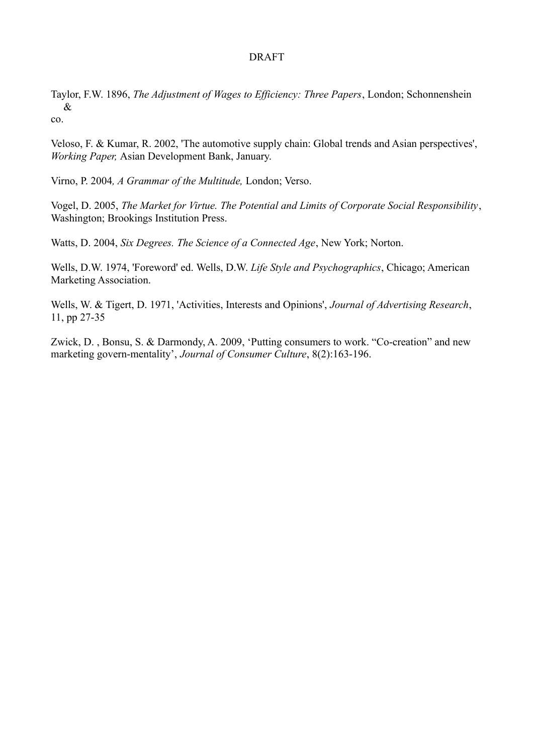Taylor, F.W. 1896, *The Adjustment of Wages to Efficiency: Three Papers*, London; Schonnenshein & co.

Veloso, F. & Kumar, R. 2002, 'The automotive supply chain: Global trends and Asian perspectives', *Working Paper,* Asian Development Bank, January.

Virno, P. 2004*, A Grammar of the Multitude,* London; Verso.

Vogel, D. 2005, *The Market for Virtue. The Potential and Limits of Corporate Social Responsibility*, Washington; Brookings Institution Press.

Watts, D. 2004, *Six Degrees. The Science of a Connected Age*, New York; Norton.

Wells, D.W. 1974, 'Foreword' ed. Wells, D.W. *Life Style and Psychographics*, Chicago; American Marketing Association.

Wells, W. & Tigert, D. 1971, 'Activities, Interests and Opinions', *Journal of Advertising Research*, 11, pp 27-35

Zwick, D. , Bonsu, S. & Darmondy, A. 2009, 'Putting consumers to work. "Co-creation" and new marketing govern-mentality', *Journal of Consumer Culture*, 8(2):163-196.